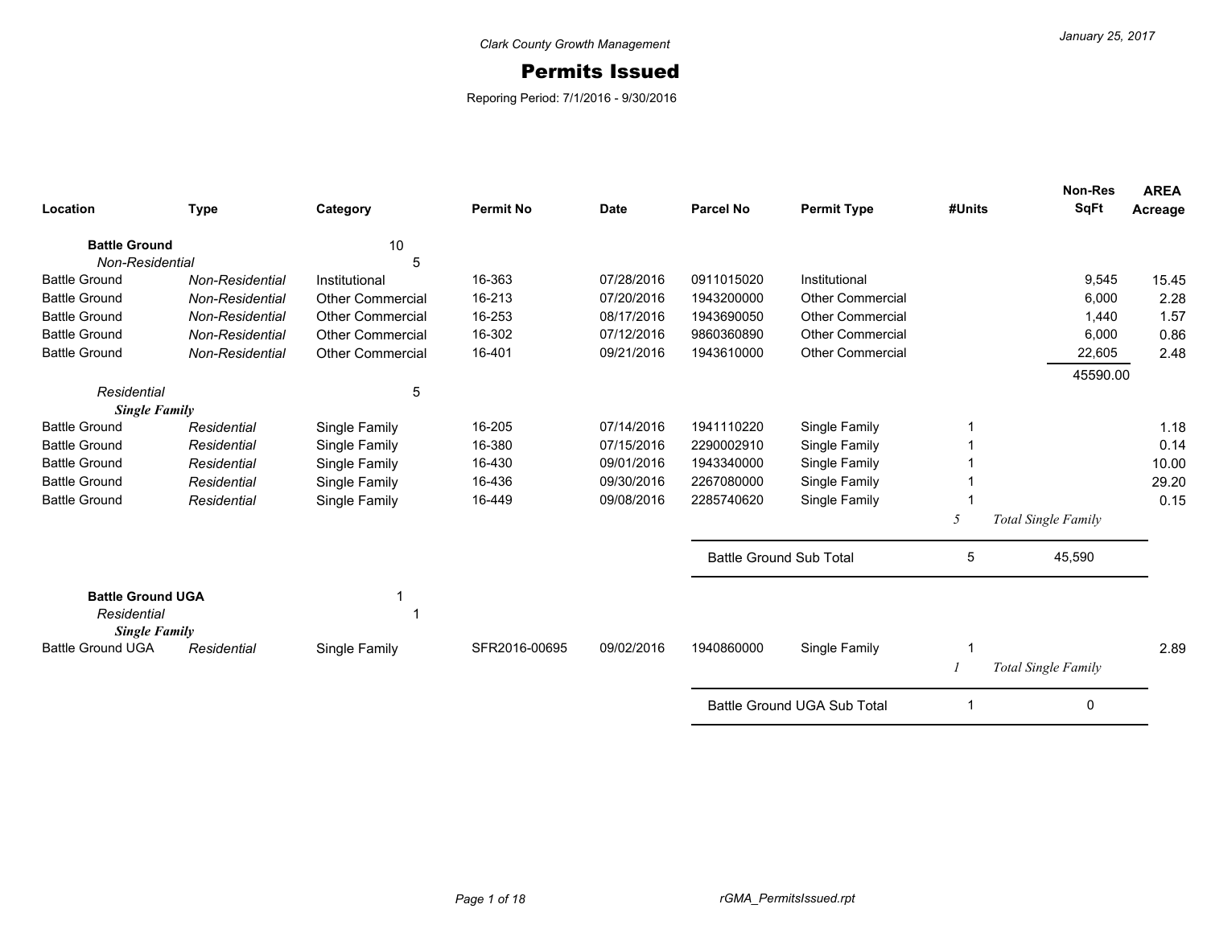*Clark County Growth Management*

January 25, 2017

# Permits Issued

Reporing Period: 7/1/2016 - 9/30/2016

| Location | Type | Category | Permit No | Date | Parcel No | Permit Type | #Units | Non-Res SqFt | AREA Acreage |
|---|---|---|---|---|---|---|---|---|---|
| **Battle Ground** | | 10 | | | | | | | |
| *Non-Residential* | | 5 | | | | | | | |
| Battle Ground | *Non-Residential* | Institutional | 16-363 | 07/28/2016 | 0911015020 | Institutional | | 9,545 | 15.45 |
| Battle Ground | *Non-Residential* | Other Commercial | 16-213 | 07/20/2016 | 1943200000 | Other Commercial | | 6,000 | 2.28 |
| Battle Ground | *Non-Residential* | Other Commercial | 16-253 | 08/17/2016 | 1943690050 | Other Commercial | | 1,440 | 1.57 |
| Battle Ground | *Non-Residential* | Other Commercial | 16-302 | 07/12/2016 | 9860360890 | Other Commercial | | 6,000 | 0.86 |
| Battle Ground | *Non-Residential* | Other Commercial | 16-401 | 09/21/2016 | 1943610000 | Other Commercial | | 22,605 | 2.48 |
| | | | | | | | | 45590.00 | |
| *Residential* | | 5 | | | | | | | |
| ***Single Family*** | | | | | | | | | |
| Battle Ground | *Residential* | Single Family | 16-205 | 07/14/2016 | 1941110220 | Single Family | 1 | | 1.18 |
| Battle Ground | *Residential* | Single Family | 16-380 | 07/15/2016 | 2290002910 | Single Family | 1 | | 0.14 |
| Battle Ground | *Residential* | Single Family | 16-430 | 09/01/2016 | 1943340000 | Single Family | 1 | | 10.00 |
| Battle Ground | *Residential* | Single Family | 16-436 | 09/30/2016 | 2267080000 | Single Family | 1 | | 29.20 |
| Battle Ground | *Residential* | Single Family | 16-449 | 09/08/2016 | 2285740620 | Single Family | 1 | | 0.15 |
| | | | | | | | *5* | *Total Single Family* | |
| | | | | | Battle Ground Sub Total | | 5 | 45,590 | |
| **Battle Ground UGA** | | 1 | | | | | | | |
| *Residential* | | 1 | | | | | | | |
| ***Single Family*** | | | | | | | | | |
| Battle Ground UGA | *Residential* | Single Family | SFR2016-00695 | 09/02/2016 | 1940860000 | Single Family | 1 | | 2.89 |
| | | | | | | | *1* | *Total Single Family* | |
| | | | | | Battle Ground UGA Sub Total | | 1 | 0 | |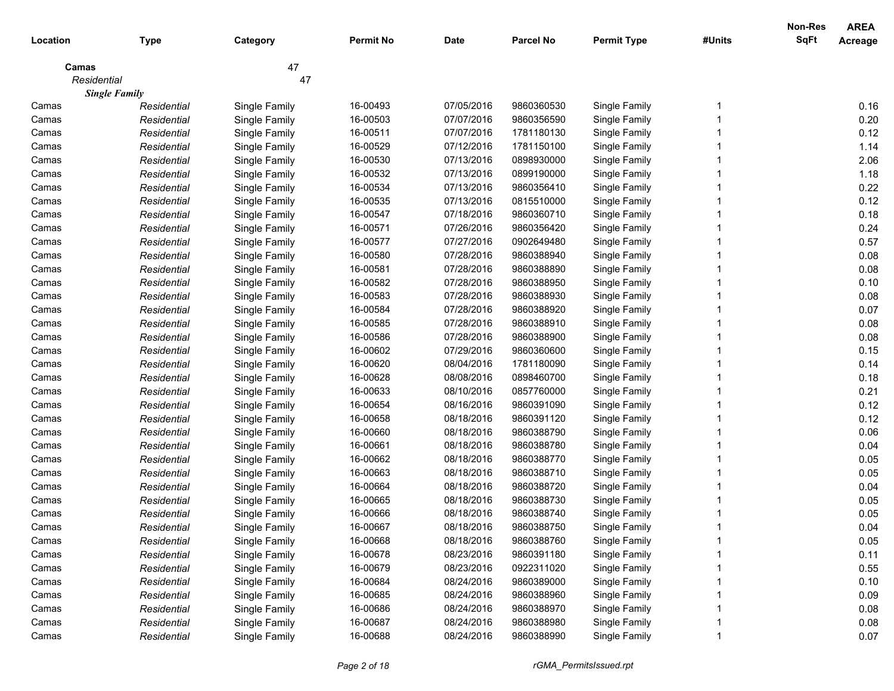| Location | Type | Category | Permit No | Date | Parcel No | Permit Type | #Units | Non-Res SqFt | AREA Acreage |
|---|---|---|---|---|---|---|---|---|---|
| **Camas** | | 47 | | | | | | | |
| *Residential* | | 47 | | | | | | | |
| ***Single Family*** | | | | | | | | | |
| Camas | *Residential* | Single Family | 16-00493 | 07/05/2016 | 9860360530 | Single Family | 1 | | 0.16 |
| Camas | *Residential* | Single Family | 16-00503 | 07/07/2016 | 9860356590 | Single Family | 1 | | 0.20 |
| Camas | *Residential* | Single Family | 16-00511 | 07/07/2016 | 1781180130 | Single Family | 1 | | 0.12 |
| Camas | *Residential* | Single Family | 16-00529 | 07/12/2016 | 1781150100 | Single Family | 1 | | 1.14 |
| Camas | *Residential* | Single Family | 16-00530 | 07/13/2016 | 0898930000 | Single Family | 1 | | 2.06 |
| Camas | *Residential* | Single Family | 16-00532 | 07/13/2016 | 0899190000 | Single Family | 1 | | 1.18 |
| Camas | *Residential* | Single Family | 16-00534 | 07/13/2016 | 9860356410 | Single Family | 1 | | 0.22 |
| Camas | *Residential* | Single Family | 16-00535 | 07/13/2016 | 0815510000 | Single Family | 1 | | 0.12 |
| Camas | *Residential* | Single Family | 16-00547 | 07/18/2016 | 9860360710 | Single Family | 1 | | 0.18 |
| Camas | *Residential* | Single Family | 16-00571 | 07/26/2016 | 9860356420 | Single Family | 1 | | 0.24 |
| Camas | *Residential* | Single Family | 16-00577 | 07/27/2016 | 0902649480 | Single Family | 1 | | 0.57 |
| Camas | *Residential* | Single Family | 16-00580 | 07/28/2016 | 9860388940 | Single Family | 1 | | 0.08 |
| Camas | *Residential* | Single Family | 16-00581 | 07/28/2016 | 9860388890 | Single Family | 1 | | 0.08 |
| Camas | *Residential* | Single Family | 16-00582 | 07/28/2016 | 9860388950 | Single Family | 1 | | 0.10 |
| Camas | *Residential* | Single Family | 16-00583 | 07/28/2016 | 9860388930 | Single Family | 1 | | 0.08 |
| Camas | *Residential* | Single Family | 16-00584 | 07/28/2016 | 9860388920 | Single Family | 1 | | 0.07 |
| Camas | *Residential* | Single Family | 16-00585 | 07/28/2016 | 9860388910 | Single Family | 1 | | 0.08 |
| Camas | *Residential* | Single Family | 16-00586 | 07/28/2016 | 9860388900 | Single Family | 1 | | 0.08 |
| Camas | *Residential* | Single Family | 16-00602 | 07/29/2016 | 9860360600 | Single Family | 1 | | 0.15 |
| Camas | *Residential* | Single Family | 16-00620 | 08/04/2016 | 1781180090 | Single Family | 1 | | 0.14 |
| Camas | *Residential* | Single Family | 16-00628 | 08/08/2016 | 0898460700 | Single Family | 1 | | 0.18 |
| Camas | *Residential* | Single Family | 16-00633 | 08/10/2016 | 0857760000 | Single Family | 1 | | 0.21 |
| Camas | *Residential* | Single Family | 16-00654 | 08/16/2016 | 9860391090 | Single Family | 1 | | 0.12 |
| Camas | *Residential* | Single Family | 16-00658 | 08/18/2016 | 9860391120 | Single Family | 1 | | 0.12 |
| Camas | *Residential* | Single Family | 16-00660 | 08/18/2016 | 9860388790 | Single Family | 1 | | 0.06 |
| Camas | *Residential* | Single Family | 16-00661 | 08/18/2016 | 9860388780 | Single Family | 1 | | 0.04 |
| Camas | *Residential* | Single Family | 16-00662 | 08/18/2016 | 9860388770 | Single Family | 1 | | 0.05 |
| Camas | *Residential* | Single Family | 16-00663 | 08/18/2016 | 9860388710 | Single Family | 1 | | 0.05 |
| Camas | *Residential* | Single Family | 16-00664 | 08/18/2016 | 9860388720 | Single Family | 1 | | 0.04 |
| Camas | *Residential* | Single Family | 16-00665 | 08/18/2016 | 9860388730 | Single Family | 1 | | 0.05 |
| Camas | *Residential* | Single Family | 16-00666 | 08/18/2016 | 9860388740 | Single Family | 1 | | 0.05 |
| Camas | *Residential* | Single Family | 16-00667 | 08/18/2016 | 9860388750 | Single Family | 1 | | 0.04 |
| Camas | *Residential* | Single Family | 16-00668 | 08/18/2016 | 9860388760 | Single Family | 1 | | 0.05 |
| Camas | *Residential* | Single Family | 16-00678 | 08/23/2016 | 9860391180 | Single Family | 1 | | 0.11 |
| Camas | *Residential* | Single Family | 16-00679 | 08/23/2016 | 0922311020 | Single Family | 1 | | 0.55 |
| Camas | *Residential* | Single Family | 16-00684 | 08/24/2016 | 9860389000 | Single Family | 1 | | 0.10 |
| Camas | *Residential* | Single Family | 16-00685 | 08/24/2016 | 9860388960 | Single Family | 1 | | 0.09 |
| Camas | *Residential* | Single Family | 16-00686 | 08/24/2016 | 9860388970 | Single Family | 1 | | 0.08 |
| Camas | *Residential* | Single Family | 16-00687 | 08/24/2016 | 9860388980 | Single Family | 1 | | 0.08 |
| Camas | *Residential* | Single Family | 16-00688 | 08/24/2016 | 9860388990 | Single Family | 1 | | 0.07 |

*rGMA_PermitsIssued.rpt*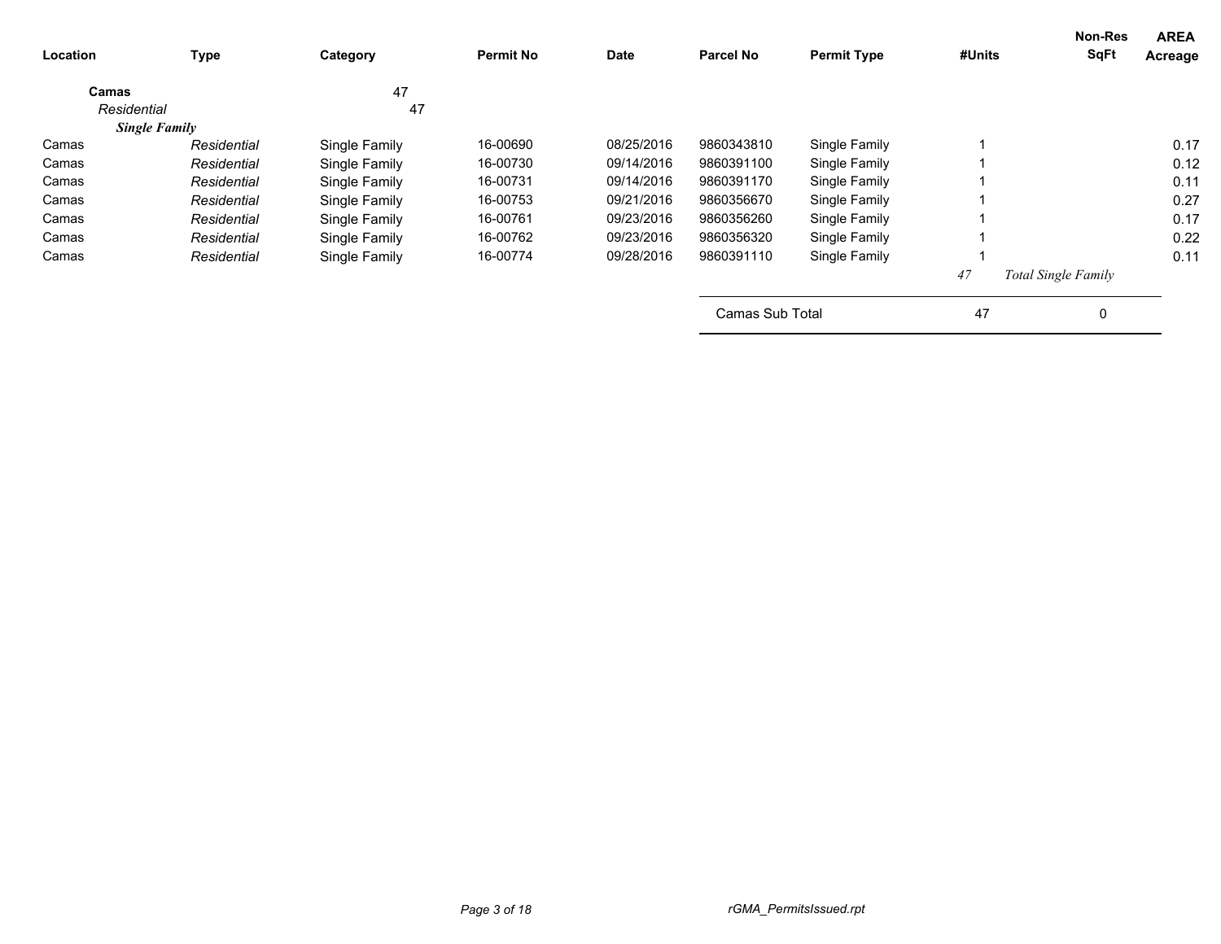| Location | Type | Category | Permit No | Date | Parcel No | Permit Type | #Units | Non-Res SqFt | AREA Acreage |
|---|---|---|---|---|---|---|---|---|---|
| **Camas** | | 47 | | | | | | | |
| *Residential* | | 47 | | | | | | | |
| ***Single Family*** | | | | | | | | | |
| Camas | *Residential* | Single Family | 16-00690 | 08/25/2016 | 9860343810 | Single Family | 1 | | 0.17 |
| Camas | *Residential* | Single Family | 16-00730 | 09/14/2016 | 9860391100 | Single Family | 1 | | 0.12 |
| Camas | *Residential* | Single Family | 16-00731 | 09/14/2016 | 9860391170 | Single Family | 1 | | 0.11 |
| Camas | *Residential* | Single Family | 16-00753 | 09/21/2016 | 9860356670 | Single Family | 1 | | 0.27 |
| Camas | *Residential* | Single Family | 16-00761 | 09/23/2016 | 9860356260 | Single Family | 1 | | 0.17 |
| Camas | *Residential* | Single Family | 16-00762 | 09/23/2016 | 9860356320 | Single Family | 1 | | 0.22 |
| Camas | *Residential* | Single Family | 16-00774 | 09/28/2016 | 9860391110 | Single Family | 1 | | 0.11 |
| | | | | | | | *47* | *Total Single Family* | |
| | | | | | Camas Sub Total | | 47 | 0 | |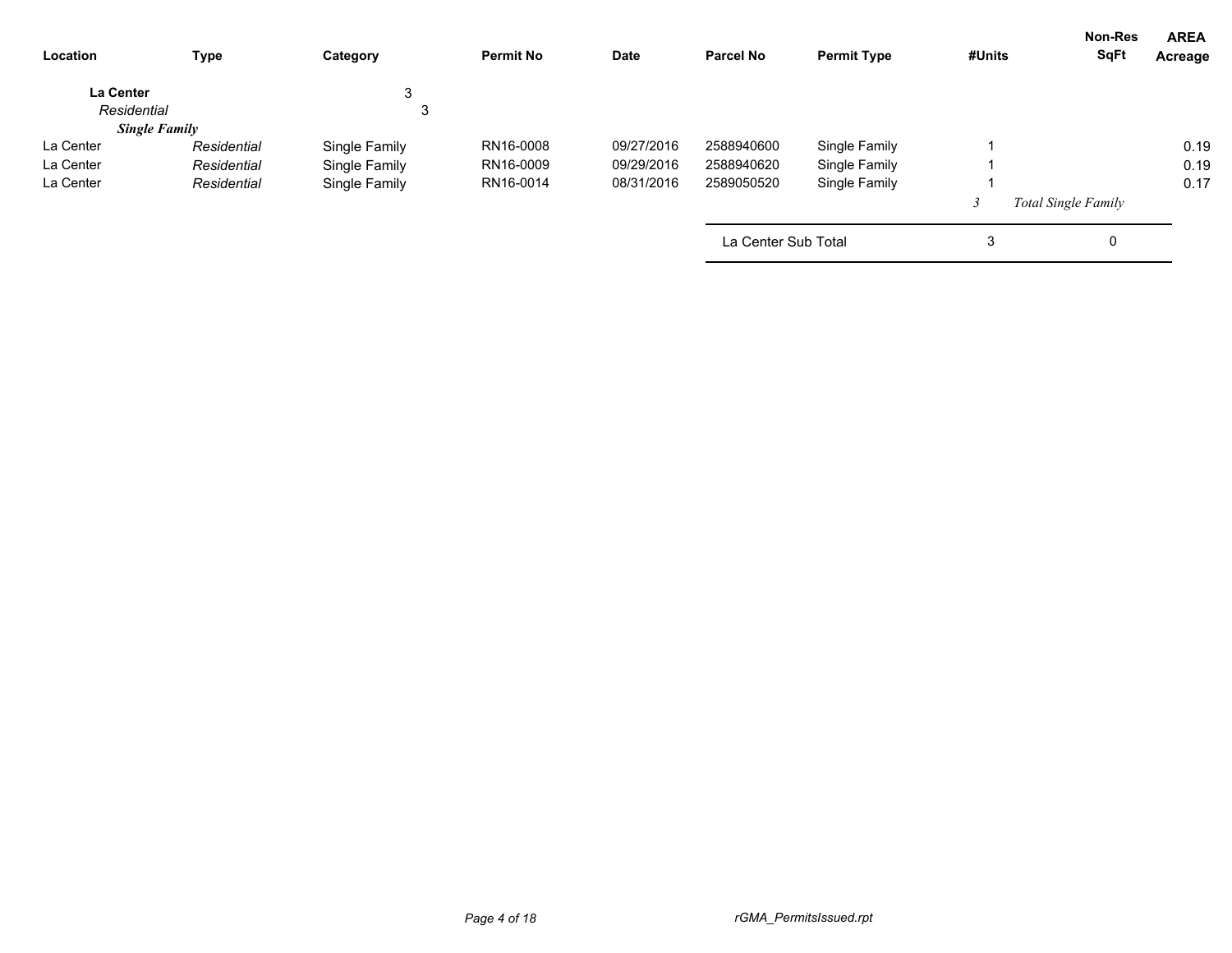| Location | Type | Category | Permit No | Date | Parcel No | Permit Type | #Units | Non-Res SqFt | AREA Acreage |
|---|---|---|---|---|---|---|---|---|---|
| **La Center** | | 3 | | | | | | | |
| *Residential* | | 3 | | | | | | | |
| ***Single Family*** | | | | | | | | | |
| La Center | *Residential* | Single Family | RN16-0008 | 09/27/2016 | 2588940600 | Single Family | 1 | | 0.19 |
| La Center | *Residential* | Single Family | RN16-0009 | 09/29/2016 | 2588940620 | Single Family | 1 | | 0.19 |
| La Center | *Residential* | Single Family | RN16-0014 | 08/31/2016 | 2589050520 | Single Family | 1 | | 0.17 |
| | | | | | | | *3* | *Total Single Family* | |
| | | | | | La Center Sub Total | | 3 | 0 | |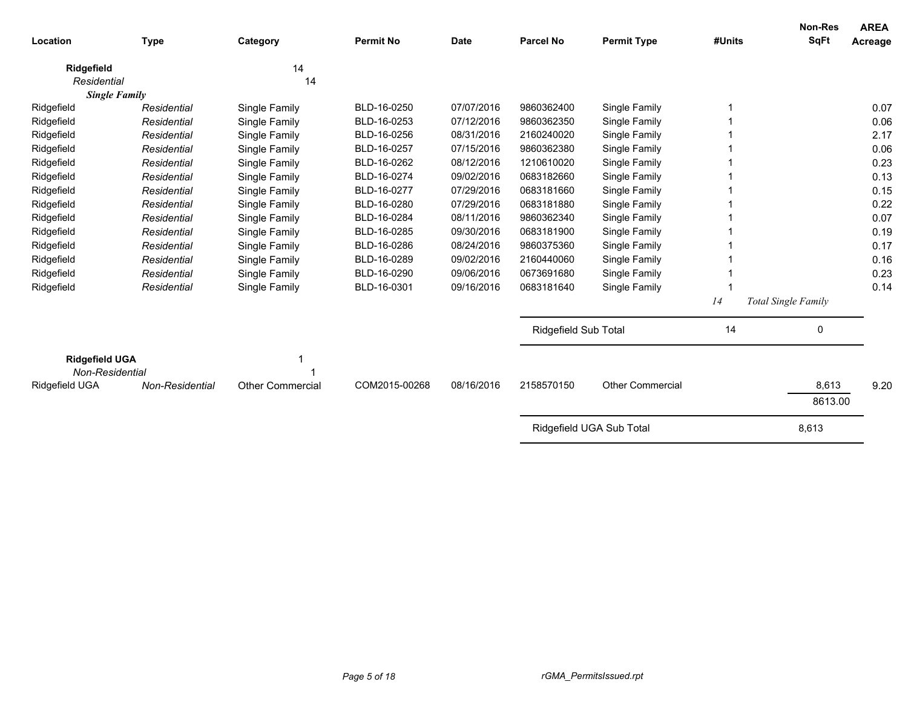| Location | Type | Category | Permit No | Date | Parcel No | Permit Type | #Units | Non-Res SqFt | AREA Acreage |
|---|---|---|---|---|---|---|---|---|---|
| **Ridgefield** | | 14 | | | | | | | |
| *Residential* | | 14 | | | | | | | |
| ***Single Family*** | | | | | | | | | |
| Ridgefield | *Residential* | Single Family | BLD-16-0250 | 07/07/2016 | 9860362400 | Single Family | 1 | | 0.07 |
| Ridgefield | *Residential* | Single Family | BLD-16-0253 | 07/12/2016 | 9860362350 | Single Family | 1 | | 0.06 |
| Ridgefield | *Residential* | Single Family | BLD-16-0256 | 08/31/2016 | 2160240020 | Single Family | 1 | | 2.17 |
| Ridgefield | *Residential* | Single Family | BLD-16-0257 | 07/15/2016 | 9860362380 | Single Family | 1 | | 0.06 |
| Ridgefield | *Residential* | Single Family | BLD-16-0262 | 08/12/2016 | 1210610020 | Single Family | 1 | | 0.23 |
| Ridgefield | *Residential* | Single Family | BLD-16-0274 | 09/02/2016 | 0683182660 | Single Family | 1 | | 0.13 |
| Ridgefield | *Residential* | Single Family | BLD-16-0277 | 07/29/2016 | 0683181660 | Single Family | 1 | | 0.15 |
| Ridgefield | *Residential* | Single Family | BLD-16-0280 | 07/29/2016 | 0683181880 | Single Family | 1 | | 0.22 |
| Ridgefield | *Residential* | Single Family | BLD-16-0284 | 08/11/2016 | 9860362340 | Single Family | 1 | | 0.07 |
| Ridgefield | *Residential* | Single Family | BLD-16-0285 | 09/30/2016 | 0683181900 | Single Family | 1 | | 0.19 |
| Ridgefield | *Residential* | Single Family | BLD-16-0286 | 08/24/2016 | 9860375360 | Single Family | 1 | | 0.17 |
| Ridgefield | *Residential* | Single Family | BLD-16-0289 | 09/02/2016 | 2160440060 | Single Family | 1 | | 0.16 |
| Ridgefield | *Residential* | Single Family | BLD-16-0290 | 09/06/2016 | 0673691680 | Single Family | 1 | | 0.23 |
| Ridgefield | *Residential* | Single Family | BLD-16-0301 | 09/16/2016 | 0683181640 | Single Family | 1 | | 0.14 |
| | | | | | | | *14* | *Total Single Family* | |
| | | | | | Ridgefield Sub Total | | 14 | 0 | |
| **Ridgefield UGA** | | 1 | | | | | | | |
| *Non-Residential* | | 1 | | | | | | | |
| Ridgefield UGA | *Non-Residential* | Other Commercial | COM2015-00268 | 08/16/2016 | 2158570150 | Other Commercial | | 8,613 | 9.20 |
| | | | | | | | | 8613.00 | |
| | | | | | Ridgefield UGA Sub Total | | | 8,613 | |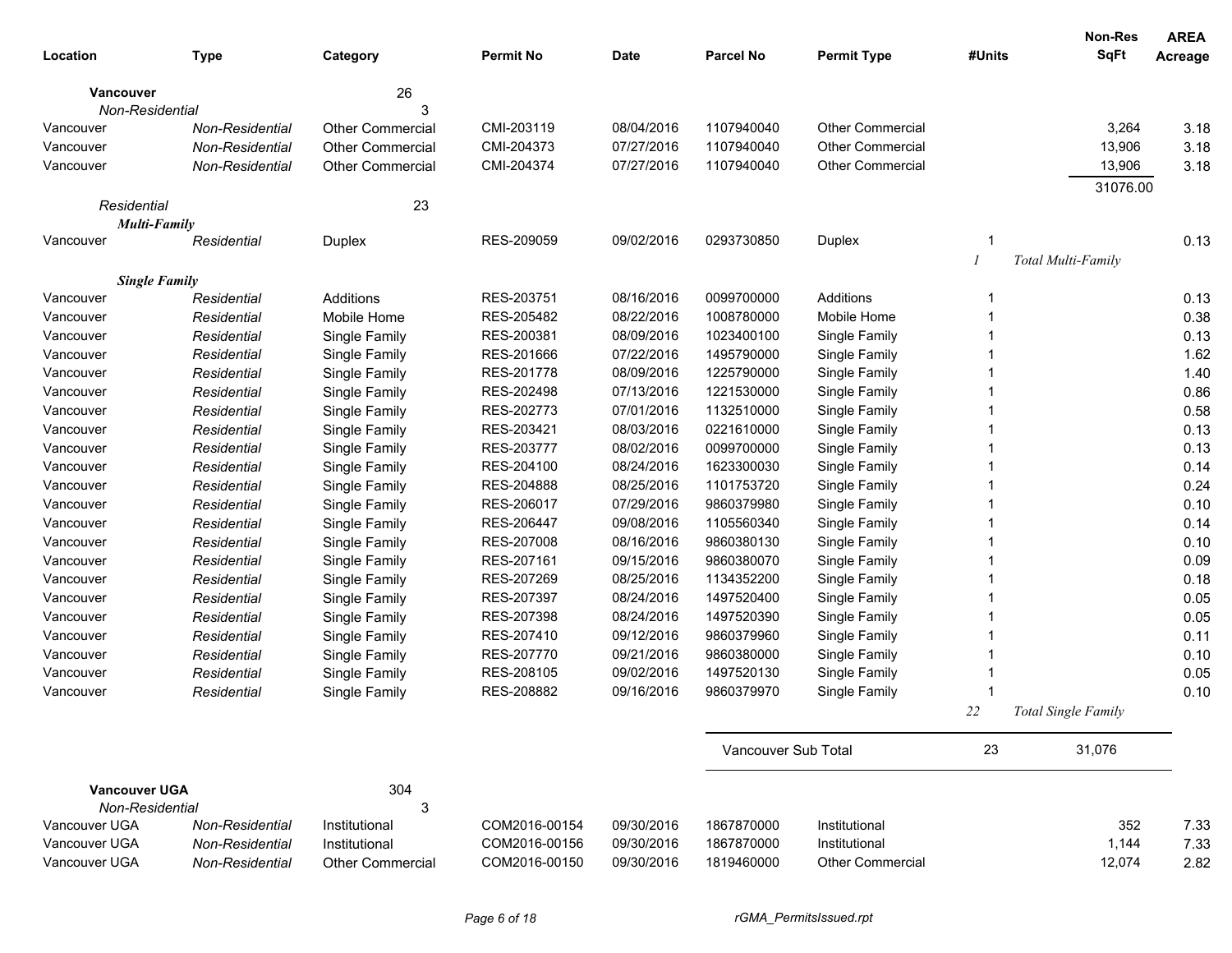| Location | Type | Category | Permit No | Date | Parcel No | Permit Type | #Units | Non-Res SqFt | AREA Acreage |
|---|---|---|---|---|---|---|---|---|---|
| **Vancouver** | | 26 | | | | | | | |
| *Non-Residential* | | 3 | | | | | | | |
| Vancouver | *Non-Residential* | Other Commercial | CMI-203119 | 08/04/2016 | 1107940040 | Other Commercial | | 3,264 | 3.18 |
| Vancouver | *Non-Residential* | Other Commercial | CMI-204373 | 07/27/2016 | 1107940040 | Other Commercial | | 13,906 | 3.18 |
| Vancouver | *Non-Residential* | Other Commercial | CMI-204374 | 07/27/2016 | 1107940040 | Other Commercial | | 13,906 | 3.18 |
| | | | | | | | | 31076.00 | |
| *Residential* | | 23 | | | | | | | |
| ***Multi-Family*** | | | | | | | | | |
| Vancouver | *Residential* | Duplex | RES-209059 | 09/02/2016 | 0293730850 | Duplex | 1 | | 0.13 |
| | | | | | | | *1* | *Total Multi-Family* | |
| ***Single Family*** | | | | | | | | | |
| Vancouver | *Residential* | Additions | RES-203751 | 08/16/2016 | 0099700000 | Additions | 1 | | 0.13 |
| Vancouver | *Residential* | Mobile Home | RES-205482 | 08/22/2016 | 1008780000 | Mobile Home | 1 | | 0.38 |
| Vancouver | *Residential* | Single Family | RES-200381 | 08/09/2016 | 1023400100 | Single Family | 1 | | 0.13 |
| Vancouver | *Residential* | Single Family | RES-201666 | 07/22/2016 | 1495790000 | Single Family | 1 | | 1.62 |
| Vancouver | *Residential* | Single Family | RES-201778 | 08/09/2016 | 1225790000 | Single Family | 1 | | 1.40 |
| Vancouver | *Residential* | Single Family | RES-202498 | 07/13/2016 | 1221530000 | Single Family | 1 | | 0.86 |
| Vancouver | *Residential* | Single Family | RES-202773 | 07/01/2016 | 1132510000 | Single Family | 1 | | 0.58 |
| Vancouver | *Residential* | Single Family | RES-203421 | 08/03/2016 | 0221610000 | Single Family | 1 | | 0.13 |
| Vancouver | *Residential* | Single Family | RES-203777 | 08/02/2016 | 0099700000 | Single Family | 1 | | 0.13 |
| Vancouver | *Residential* | Single Family | RES-204100 | 08/24/2016 | 1623300030 | Single Family | 1 | | 0.14 |
| Vancouver | *Residential* | Single Family | RES-204888 | 08/25/2016 | 1101753720 | Single Family | 1 | | 0.24 |
| Vancouver | *Residential* | Single Family | RES-206017 | 07/29/2016 | 9860379980 | Single Family | 1 | | 0.10 |
| Vancouver | *Residential* | Single Family | RES-206447 | 09/08/2016 | 1105560340 | Single Family | 1 | | 0.14 |
| Vancouver | *Residential* | Single Family | RES-207008 | 08/16/2016 | 9860380130 | Single Family | 1 | | 0.10 |
| Vancouver | *Residential* | Single Family | RES-207161 | 09/15/2016 | 9860380070 | Single Family | 1 | | 0.09 |
| Vancouver | *Residential* | Single Family | RES-207269 | 08/25/2016 | 1134352200 | Single Family | 1 | | 0.18 |
| Vancouver | *Residential* | Single Family | RES-207397 | 08/24/2016 | 1497520400 | Single Family | 1 | | 0.05 |
| Vancouver | *Residential* | Single Family | RES-207398 | 08/24/2016 | 1497520390 | Single Family | 1 | | 0.05 |
| Vancouver | *Residential* | Single Family | RES-207410 | 09/12/2016 | 9860379960 | Single Family | 1 | | 0.11 |
| Vancouver | *Residential* | Single Family | RES-207770 | 09/21/2016 | 9860380000 | Single Family | 1 | | 0.10 |
| Vancouver | *Residential* | Single Family | RES-208105 | 09/02/2016 | 1497520130 | Single Family | 1 | | 0.05 |
| Vancouver | *Residential* | Single Family | RES-208882 | 09/16/2016 | 9860379970 | Single Family | 1 | | 0.10 |
| | | | | | | | *22* | *Total Single Family* | |
| | | | | | Vancouver Sub Total | | 23 | 31,076 | |
| **Vancouver UGA** | | 304 | | | | | | | |
| *Non-Residential* | | 3 | | | | | | | |
| Vancouver UGA | *Non-Residential* | Institutional | COM2016-00154 | 09/30/2016 | 1867870000 | Institutional | | 352 | 7.33 |
| Vancouver UGA | *Non-Residential* | Institutional | COM2016-00156 | 09/30/2016 | 1867870000 | Institutional | | 1,144 | 7.33 |
| Vancouver UGA | *Non-Residential* | Other Commercial | COM2016-00150 | 09/30/2016 | 1819460000 | Other Commercial | | 12,074 | 2.82 |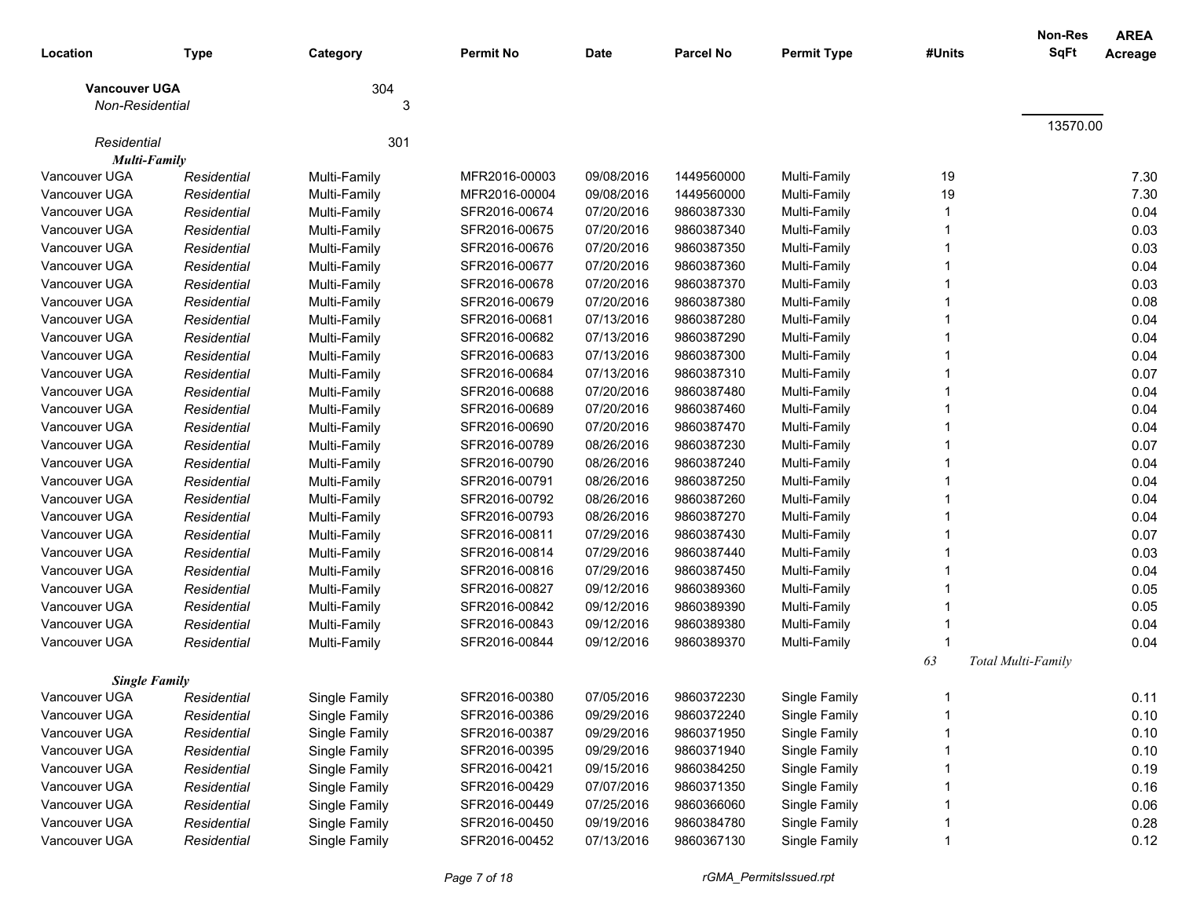| Location | Type | Category | Permit No | Date | Parcel No | Permit Type | #Units | Non-Res SqFt | AREA Acreage |
|---|---|---|---|---|---|---|---|---|---|
| **Vancouver UGA** | | 304 | | | | | | | |
| *Non-Residential* | | 3 | | | | | | | |
| | | | | | | | | 13570.00 | |
| *Residential* | | 301 | | | | | | | |
| ***Multi-Family*** | | | | | | | | | |
| Vancouver UGA | *Residential* | Multi-Family | MFR2016-00003 | 09/08/2016 | 1449560000 | Multi-Family | 19 | | 7.30 |
| Vancouver UGA | *Residential* | Multi-Family | MFR2016-00004 | 09/08/2016 | 1449560000 | Multi-Family | 19 | | 7.30 |
| Vancouver UGA | *Residential* | Multi-Family | SFR2016-00674 | 07/20/2016 | 9860387330 | Multi-Family | 1 | | 0.04 |
| Vancouver UGA | *Residential* | Multi-Family | SFR2016-00675 | 07/20/2016 | 9860387340 | Multi-Family | 1 | | 0.03 |
| Vancouver UGA | *Residential* | Multi-Family | SFR2016-00676 | 07/20/2016 | 9860387350 | Multi-Family | 1 | | 0.03 |
| Vancouver UGA | *Residential* | Multi-Family | SFR2016-00677 | 07/20/2016 | 9860387360 | Multi-Family | 1 | | 0.04 |
| Vancouver UGA | *Residential* | Multi-Family | SFR2016-00678 | 07/20/2016 | 9860387370 | Multi-Family | 1 | | 0.03 |
| Vancouver UGA | *Residential* | Multi-Family | SFR2016-00679 | 07/20/2016 | 9860387380 | Multi-Family | 1 | | 0.08 |
| Vancouver UGA | *Residential* | Multi-Family | SFR2016-00681 | 07/13/2016 | 9860387280 | Multi-Family | 1 | | 0.04 |
| Vancouver UGA | *Residential* | Multi-Family | SFR2016-00682 | 07/13/2016 | 9860387290 | Multi-Family | 1 | | 0.04 |
| Vancouver UGA | *Residential* | Multi-Family | SFR2016-00683 | 07/13/2016 | 9860387300 | Multi-Family | 1 | | 0.04 |
| Vancouver UGA | *Residential* | Multi-Family | SFR2016-00684 | 07/13/2016 | 9860387310 | Multi-Family | 1 | | 0.07 |
| Vancouver UGA | *Residential* | Multi-Family | SFR2016-00688 | 07/20/2016 | 9860387480 | Multi-Family | 1 | | 0.04 |
| Vancouver UGA | *Residential* | Multi-Family | SFR2016-00689 | 07/20/2016 | 9860387460 | Multi-Family | 1 | | 0.04 |
| Vancouver UGA | *Residential* | Multi-Family | SFR2016-00690 | 07/20/2016 | 9860387470 | Multi-Family | 1 | | 0.04 |
| Vancouver UGA | *Residential* | Multi-Family | SFR2016-00789 | 08/26/2016 | 9860387230 | Multi-Family | 1 | | 0.07 |
| Vancouver UGA | *Residential* | Multi-Family | SFR2016-00790 | 08/26/2016 | 9860387240 | Multi-Family | 1 | | 0.04 |
| Vancouver UGA | *Residential* | Multi-Family | SFR2016-00791 | 08/26/2016 | 9860387250 | Multi-Family | 1 | | 0.04 |
| Vancouver UGA | *Residential* | Multi-Family | SFR2016-00792 | 08/26/2016 | 9860387260 | Multi-Family | 1 | | 0.04 |
| Vancouver UGA | *Residential* | Multi-Family | SFR2016-00793 | 08/26/2016 | 9860387270 | Multi-Family | 1 | | 0.04 |
| Vancouver UGA | *Residential* | Multi-Family | SFR2016-00811 | 07/29/2016 | 9860387430 | Multi-Family | 1 | | 0.07 |
| Vancouver UGA | *Residential* | Multi-Family | SFR2016-00814 | 07/29/2016 | 9860387440 | Multi-Family | 1 | | 0.03 |
| Vancouver UGA | *Residential* | Multi-Family | SFR2016-00816 | 07/29/2016 | 9860387450 | Multi-Family | 1 | | 0.04 |
| Vancouver UGA | *Residential* | Multi-Family | SFR2016-00827 | 09/12/2016 | 9860389360 | Multi-Family | 1 | | 0.05 |
| Vancouver UGA | *Residential* | Multi-Family | SFR2016-00842 | 09/12/2016 | 9860389390 | Multi-Family | 1 | | 0.05 |
| Vancouver UGA | *Residential* | Multi-Family | SFR2016-00843 | 09/12/2016 | 9860389380 | Multi-Family | 1 | | 0.04 |
| Vancouver UGA | *Residential* | Multi-Family | SFR2016-00844 | 09/12/2016 | 9860389370 | Multi-Family | 1 | | 0.04 |
| | | | | | | | *63* | *Total Multi-Family* | |
| ***Single Family*** | | | | | | | | | |
| Vancouver UGA | *Residential* | Single Family | SFR2016-00380 | 07/05/2016 | 9860372230 | Single Family | 1 | | 0.11 |
| Vancouver UGA | *Residential* | Single Family | SFR2016-00386 | 09/29/2016 | 9860372240 | Single Family | 1 | | 0.10 |
| Vancouver UGA | *Residential* | Single Family | SFR2016-00387 | 09/29/2016 | 9860371950 | Single Family | 1 | | 0.10 |
| Vancouver UGA | *Residential* | Single Family | SFR2016-00395 | 09/29/2016 | 9860371940 | Single Family | 1 | | 0.10 |
| Vancouver UGA | *Residential* | Single Family | SFR2016-00421 | 09/15/2016 | 9860384250 | Single Family | 1 | | 0.19 |
| Vancouver UGA | *Residential* | Single Family | SFR2016-00429 | 07/07/2016 | 9860371350 | Single Family | 1 | | 0.16 |
| Vancouver UGA | *Residential* | Single Family | SFR2016-00449 | 07/25/2016 | 9860366060 | Single Family | 1 | | 0.06 |
| Vancouver UGA | *Residential* | Single Family | SFR2016-00450 | 09/19/2016 | 9860384780 | Single Family | 1 | | 0.28 |
| Vancouver UGA | *Residential* | Single Family | SFR2016-00452 | 07/13/2016 | 9860367130 | Single Family | 1 | | 0.12 |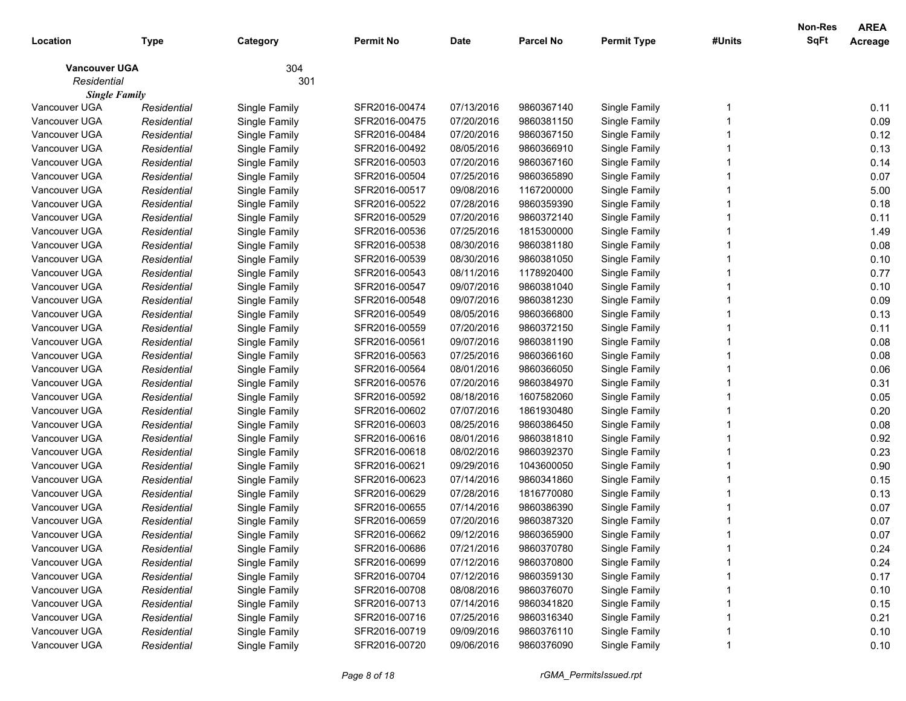| Location | Type | Category | Permit No | Date | Parcel No | Permit Type | #Units | Non-Res SqFt | AREA Acreage |
|---|---|---|---|---|---|---|---|---|---|
| **Vancouver UGA** | | 304 | | | | | | | |
| *Residential* | | 301 | | | | | | | |
| ***Single Family*** | | | | | | | | | |
| Vancouver UGA | *Residential* | Single Family | SFR2016-00474 | 07/13/2016 | 9860367140 | Single Family | 1 | | 0.11 |
| Vancouver UGA | *Residential* | Single Family | SFR2016-00475 | 07/20/2016 | 9860381150 | Single Family | 1 | | 0.09 |
| Vancouver UGA | *Residential* | Single Family | SFR2016-00484 | 07/20/2016 | 9860367150 | Single Family | 1 | | 0.12 |
| Vancouver UGA | *Residential* | Single Family | SFR2016-00492 | 08/05/2016 | 9860366910 | Single Family | 1 | | 0.13 |
| Vancouver UGA | *Residential* | Single Family | SFR2016-00503 | 07/20/2016 | 9860367160 | Single Family | 1 | | 0.14 |
| Vancouver UGA | *Residential* | Single Family | SFR2016-00504 | 07/25/2016 | 9860365890 | Single Family | 1 | | 0.07 |
| Vancouver UGA | *Residential* | Single Family | SFR2016-00517 | 09/08/2016 | 1167200000 | Single Family | 1 | | 5.00 |
| Vancouver UGA | *Residential* | Single Family | SFR2016-00522 | 07/28/2016 | 9860359390 | Single Family | 1 | | 0.18 |
| Vancouver UGA | *Residential* | Single Family | SFR2016-00529 | 07/20/2016 | 9860372140 | Single Family | 1 | | 0.11 |
| Vancouver UGA | *Residential* | Single Family | SFR2016-00536 | 07/25/2016 | 1815300000 | Single Family | 1 | | 1.49 |
| Vancouver UGA | *Residential* | Single Family | SFR2016-00538 | 08/30/2016 | 9860381180 | Single Family | 1 | | 0.08 |
| Vancouver UGA | *Residential* | Single Family | SFR2016-00539 | 08/30/2016 | 9860381050 | Single Family | 1 | | 0.10 |
| Vancouver UGA | *Residential* | Single Family | SFR2016-00543 | 08/11/2016 | 1178920400 | Single Family | 1 | | 0.77 |
| Vancouver UGA | *Residential* | Single Family | SFR2016-00547 | 09/07/2016 | 9860381040 | Single Family | 1 | | 0.10 |
| Vancouver UGA | *Residential* | Single Family | SFR2016-00548 | 09/07/2016 | 9860381230 | Single Family | 1 | | 0.09 |
| Vancouver UGA | *Residential* | Single Family | SFR2016-00549 | 08/05/2016 | 9860366800 | Single Family | 1 | | 0.13 |
| Vancouver UGA | *Residential* | Single Family | SFR2016-00559 | 07/20/2016 | 9860372150 | Single Family | 1 | | 0.11 |
| Vancouver UGA | *Residential* | Single Family | SFR2016-00561 | 09/07/2016 | 9860381190 | Single Family | 1 | | 0.08 |
| Vancouver UGA | *Residential* | Single Family | SFR2016-00563 | 07/25/2016 | 9860366160 | Single Family | 1 | | 0.08 |
| Vancouver UGA | *Residential* | Single Family | SFR2016-00564 | 08/01/2016 | 9860366050 | Single Family | 1 | | 0.06 |
| Vancouver UGA | *Residential* | Single Family | SFR2016-00576 | 07/20/2016 | 9860384970 | Single Family | 1 | | 0.31 |
| Vancouver UGA | *Residential* | Single Family | SFR2016-00592 | 08/18/2016 | 1607582060 | Single Family | 1 | | 0.05 |
| Vancouver UGA | *Residential* | Single Family | SFR2016-00602 | 07/07/2016 | 1861930480 | Single Family | 1 | | 0.20 |
| Vancouver UGA | *Residential* | Single Family | SFR2016-00603 | 08/25/2016 | 9860386450 | Single Family | 1 | | 0.08 |
| Vancouver UGA | *Residential* | Single Family | SFR2016-00616 | 08/01/2016 | 9860381810 | Single Family | 1 | | 0.92 |
| Vancouver UGA | *Residential* | Single Family | SFR2016-00618 | 08/02/2016 | 9860392370 | Single Family | 1 | | 0.23 |
| Vancouver UGA | *Residential* | Single Family | SFR2016-00621 | 09/29/2016 | 1043600050 | Single Family | 1 | | 0.90 |
| Vancouver UGA | *Residential* | Single Family | SFR2016-00623 | 07/14/2016 | 9860341860 | Single Family | 1 | | 0.15 |
| Vancouver UGA | *Residential* | Single Family | SFR2016-00629 | 07/28/2016 | 1816770080 | Single Family | 1 | | 0.13 |
| Vancouver UGA | *Residential* | Single Family | SFR2016-00655 | 07/14/2016 | 9860386390 | Single Family | 1 | | 0.07 |
| Vancouver UGA | *Residential* | Single Family | SFR2016-00659 | 07/20/2016 | 9860387320 | Single Family | 1 | | 0.07 |
| Vancouver UGA | *Residential* | Single Family | SFR2016-00662 | 09/12/2016 | 9860365900 | Single Family | 1 | | 0.07 |
| Vancouver UGA | *Residential* | Single Family | SFR2016-00686 | 07/21/2016 | 9860370780 | Single Family | 1 | | 0.24 |
| Vancouver UGA | *Residential* | Single Family | SFR2016-00699 | 07/12/2016 | 9860370800 | Single Family | 1 | | 0.24 |
| Vancouver UGA | *Residential* | Single Family | SFR2016-00704 | 07/12/2016 | 9860359130 | Single Family | 1 | | 0.17 |
| Vancouver UGA | *Residential* | Single Family | SFR2016-00708 | 08/08/2016 | 9860376070 | Single Family | 1 | | 0.10 |
| Vancouver UGA | *Residential* | Single Family | SFR2016-00713 | 07/14/2016 | 9860341820 | Single Family | 1 | | 0.15 |
| Vancouver UGA | *Residential* | Single Family | SFR2016-00716 | 07/25/2016 | 9860316340 | Single Family | 1 | | 0.21 |
| Vancouver UGA | *Residential* | Single Family | SFR2016-00719 | 09/09/2016 | 9860376110 | Single Family | 1 | | 0.10 |
| Vancouver UGA | *Residential* | Single Family | SFR2016-00720 | 09/06/2016 | 9860376090 | Single Family | 1 | | 0.10 |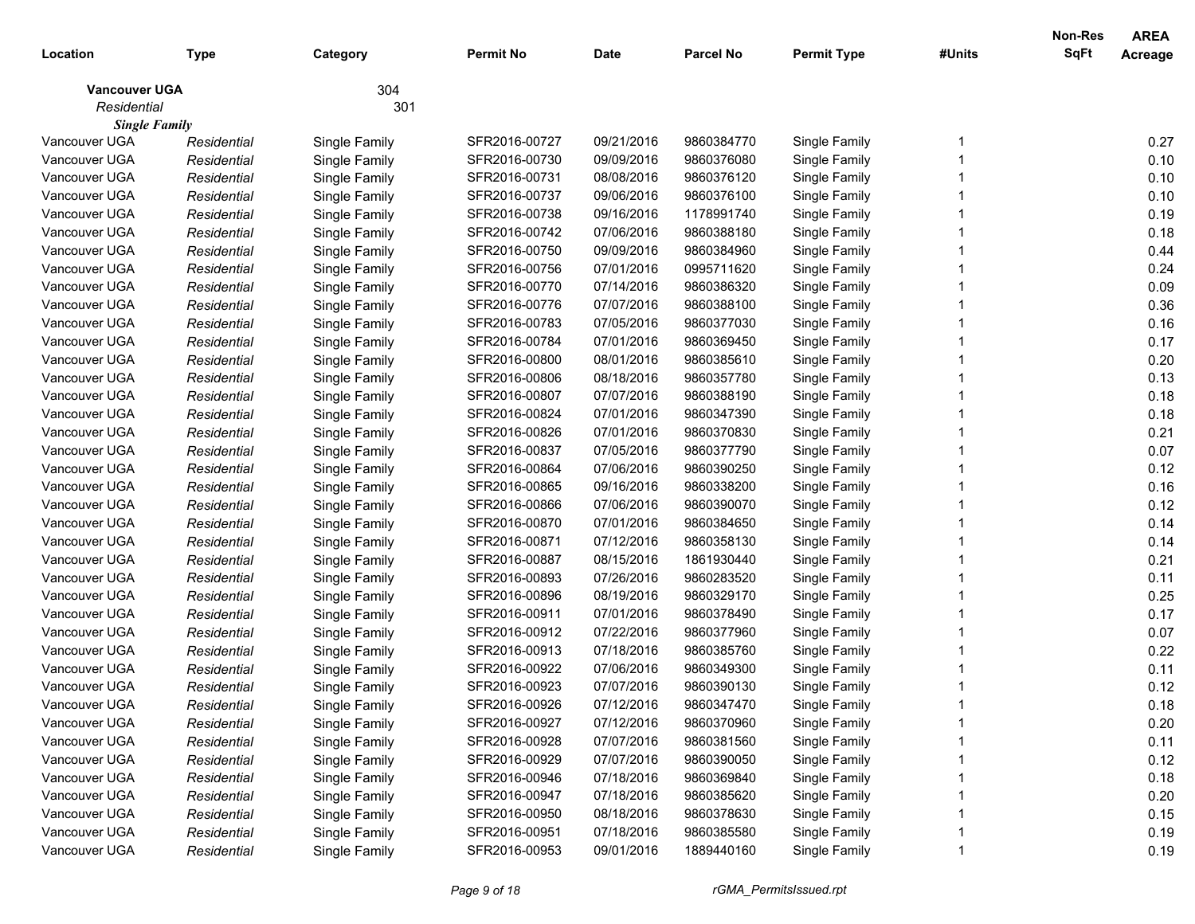| Location | Type | Category | Permit No | Date | Parcel No | Permit Type | #Units | Non-Res SqFt | AREA Acreage |
|---|---|---|---|---|---|---|---|---|---|
| **Vancouver UGA** | | 304 | | | | | | | |
| *Residential* | | 301 | | | | | | | |
| ***Single Family*** | | | | | | | | | |
| Vancouver UGA | *Residential* | Single Family | SFR2016-00727 | 09/21/2016 | 9860384770 | Single Family | 1 | | 0.27 |
| Vancouver UGA | *Residential* | Single Family | SFR2016-00730 | 09/09/2016 | 9860376080 | Single Family | 1 | | 0.10 |
| Vancouver UGA | *Residential* | Single Family | SFR2016-00731 | 08/08/2016 | 9860376120 | Single Family | 1 | | 0.10 |
| Vancouver UGA | *Residential* | Single Family | SFR2016-00737 | 09/06/2016 | 9860376100 | Single Family | 1 | | 0.10 |
| Vancouver UGA | *Residential* | Single Family | SFR2016-00738 | 09/16/2016 | 1178991740 | Single Family | 1 | | 0.19 |
| Vancouver UGA | *Residential* | Single Family | SFR2016-00742 | 07/06/2016 | 9860388180 | Single Family | 1 | | 0.18 |
| Vancouver UGA | *Residential* | Single Family | SFR2016-00750 | 09/09/2016 | 9860384960 | Single Family | 1 | | 0.44 |
| Vancouver UGA | *Residential* | Single Family | SFR2016-00756 | 07/01/2016 | 0995711620 | Single Family | 1 | | 0.24 |
| Vancouver UGA | *Residential* | Single Family | SFR2016-00770 | 07/14/2016 | 9860386320 | Single Family | 1 | | 0.09 |
| Vancouver UGA | *Residential* | Single Family | SFR2016-00776 | 07/07/2016 | 9860388100 | Single Family | 1 | | 0.36 |
| Vancouver UGA | *Residential* | Single Family | SFR2016-00783 | 07/05/2016 | 9860377030 | Single Family | 1 | | 0.16 |
| Vancouver UGA | *Residential* | Single Family | SFR2016-00784 | 07/01/2016 | 9860369450 | Single Family | 1 | | 0.17 |
| Vancouver UGA | *Residential* | Single Family | SFR2016-00800 | 08/01/2016 | 9860385610 | Single Family | 1 | | 0.20 |
| Vancouver UGA | *Residential* | Single Family | SFR2016-00806 | 08/18/2016 | 9860357780 | Single Family | 1 | | 0.13 |
| Vancouver UGA | *Residential* | Single Family | SFR2016-00807 | 07/07/2016 | 9860388190 | Single Family | 1 | | 0.18 |
| Vancouver UGA | *Residential* | Single Family | SFR2016-00824 | 07/01/2016 | 9860347390 | Single Family | 1 | | 0.18 |
| Vancouver UGA | *Residential* | Single Family | SFR2016-00826 | 07/01/2016 | 9860370830 | Single Family | 1 | | 0.21 |
| Vancouver UGA | *Residential* | Single Family | SFR2016-00837 | 07/05/2016 | 9860377790 | Single Family | 1 | | 0.07 |
| Vancouver UGA | *Residential* | Single Family | SFR2016-00864 | 07/06/2016 | 9860390250 | Single Family | 1 | | 0.12 |
| Vancouver UGA | *Residential* | Single Family | SFR2016-00865 | 09/16/2016 | 9860338200 | Single Family | 1 | | 0.16 |
| Vancouver UGA | *Residential* | Single Family | SFR2016-00866 | 07/06/2016 | 9860390070 | Single Family | 1 | | 0.12 |
| Vancouver UGA | *Residential* | Single Family | SFR2016-00870 | 07/01/2016 | 9860384650 | Single Family | 1 | | 0.14 |
| Vancouver UGA | *Residential* | Single Family | SFR2016-00871 | 07/12/2016 | 9860358130 | Single Family | 1 | | 0.14 |
| Vancouver UGA | *Residential* | Single Family | SFR2016-00887 | 08/15/2016 | 1861930440 | Single Family | 1 | | 0.21 |
| Vancouver UGA | *Residential* | Single Family | SFR2016-00893 | 07/26/2016 | 9860283520 | Single Family | 1 | | 0.11 |
| Vancouver UGA | *Residential* | Single Family | SFR2016-00896 | 08/19/2016 | 9860329170 | Single Family | 1 | | 0.25 |
| Vancouver UGA | *Residential* | Single Family | SFR2016-00911 | 07/01/2016 | 9860378490 | Single Family | 1 | | 0.17 |
| Vancouver UGA | *Residential* | Single Family | SFR2016-00912 | 07/22/2016 | 9860377960 | Single Family | 1 | | 0.07 |
| Vancouver UGA | *Residential* | Single Family | SFR2016-00913 | 07/18/2016 | 9860385760 | Single Family | 1 | | 0.22 |
| Vancouver UGA | *Residential* | Single Family | SFR2016-00922 | 07/06/2016 | 9860349300 | Single Family | 1 | | 0.11 |
| Vancouver UGA | *Residential* | Single Family | SFR2016-00923 | 07/07/2016 | 9860390130 | Single Family | 1 | | 0.12 |
| Vancouver UGA | *Residential* | Single Family | SFR2016-00926 | 07/12/2016 | 9860347470 | Single Family | 1 | | 0.18 |
| Vancouver UGA | *Residential* | Single Family | SFR2016-00927 | 07/12/2016 | 9860370960 | Single Family | 1 | | 0.20 |
| Vancouver UGA | *Residential* | Single Family | SFR2016-00928 | 07/07/2016 | 9860381560 | Single Family | 1 | | 0.11 |
| Vancouver UGA | *Residential* | Single Family | SFR2016-00929 | 07/07/2016 | 9860390050 | Single Family | 1 | | 0.12 |
| Vancouver UGA | *Residential* | Single Family | SFR2016-00946 | 07/18/2016 | 9860369840 | Single Family | 1 | | 0.18 |
| Vancouver UGA | *Residential* | Single Family | SFR2016-00947 | 07/18/2016 | 9860385620 | Single Family | 1 | | 0.20 |
| Vancouver UGA | *Residential* | Single Family | SFR2016-00950 | 08/18/2016 | 9860378630 | Single Family | 1 | | 0.15 |
| Vancouver UGA | *Residential* | Single Family | SFR2016-00951 | 07/18/2016 | 9860385580 | Single Family | 1 | | 0.19 |
| Vancouver UGA | *Residential* | Single Family | SFR2016-00953 | 09/01/2016 | 1889440160 | Single Family | 1 | | 0.19 |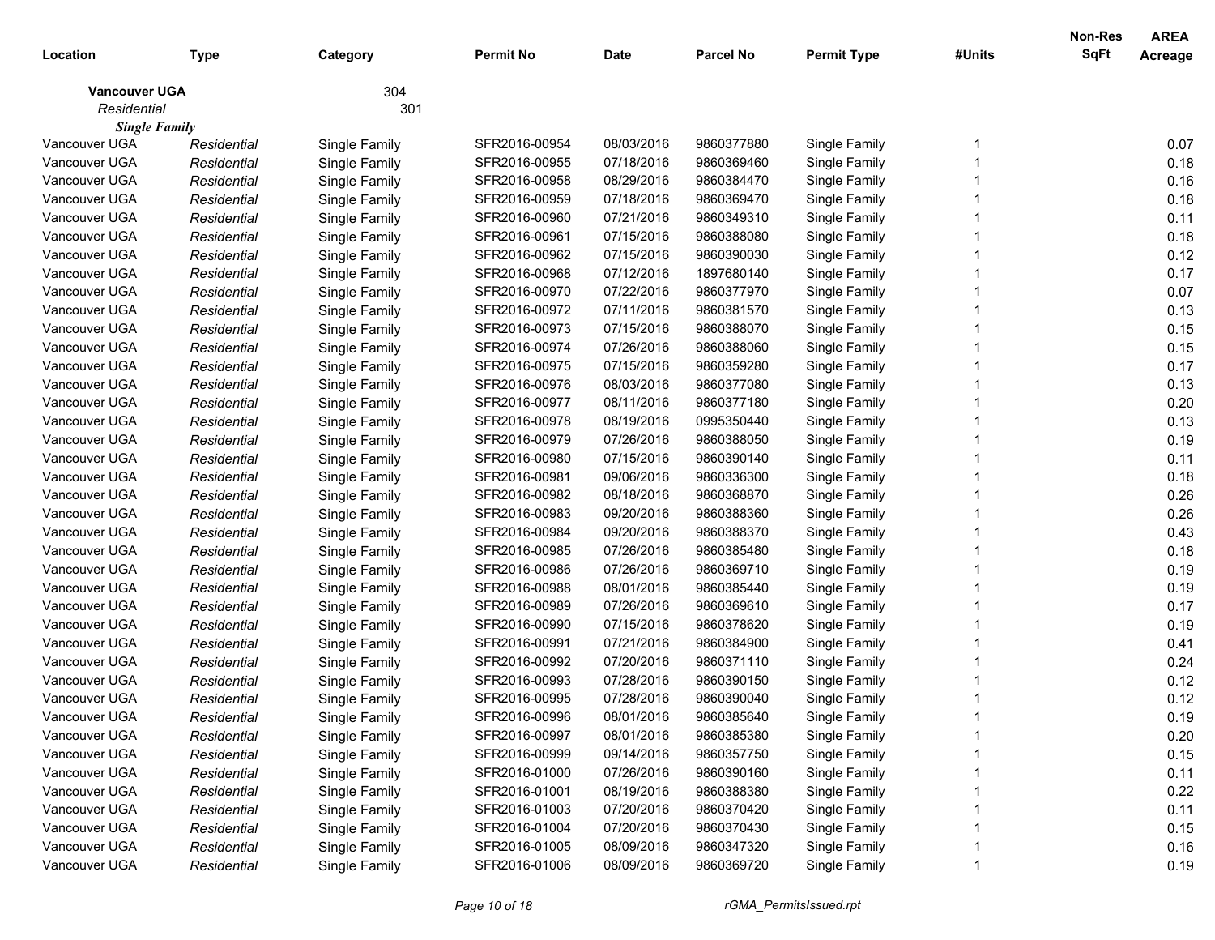| Location | Type | Category | Permit No | Date | Parcel No | Permit Type | #Units | Non-Res SqFt | AREA Acreage |
|---|---|---|---|---|---|---|---|---|---|
| **Vancouver UGA** | | 304 | | | | | | | |
| *Residential* | | 301 | | | | | | | |
| ***Single Family*** | | | | | | | | | |
| Vancouver UGA | *Residential* | Single Family | SFR2016-00954 | 08/03/2016 | 9860377880 | Single Family | 1 | | 0.07 |
| Vancouver UGA | *Residential* | Single Family | SFR2016-00955 | 07/18/2016 | 9860369460 | Single Family | 1 | | 0.18 |
| Vancouver UGA | *Residential* | Single Family | SFR2016-00958 | 08/29/2016 | 9860384470 | Single Family | 1 | | 0.16 |
| Vancouver UGA | *Residential* | Single Family | SFR2016-00959 | 07/18/2016 | 9860369470 | Single Family | 1 | | 0.18 |
| Vancouver UGA | *Residential* | Single Family | SFR2016-00960 | 07/21/2016 | 9860349310 | Single Family | 1 | | 0.11 |
| Vancouver UGA | *Residential* | Single Family | SFR2016-00961 | 07/15/2016 | 9860388080 | Single Family | 1 | | 0.18 |
| Vancouver UGA | *Residential* | Single Family | SFR2016-00962 | 07/15/2016 | 9860390030 | Single Family | 1 | | 0.12 |
| Vancouver UGA | *Residential* | Single Family | SFR2016-00968 | 07/12/2016 | 1897680140 | Single Family | 1 | | 0.17 |
| Vancouver UGA | *Residential* | Single Family | SFR2016-00970 | 07/22/2016 | 9860377970 | Single Family | 1 | | 0.07 |
| Vancouver UGA | *Residential* | Single Family | SFR2016-00972 | 07/11/2016 | 9860381570 | Single Family | 1 | | 0.13 |
| Vancouver UGA | *Residential* | Single Family | SFR2016-00973 | 07/15/2016 | 9860388070 | Single Family | 1 | | 0.15 |
| Vancouver UGA | *Residential* | Single Family | SFR2016-00974 | 07/26/2016 | 9860388060 | Single Family | 1 | | 0.15 |
| Vancouver UGA | *Residential* | Single Family | SFR2016-00975 | 07/15/2016 | 9860359280 | Single Family | 1 | | 0.17 |
| Vancouver UGA | *Residential* | Single Family | SFR2016-00976 | 08/03/2016 | 9860377080 | Single Family | 1 | | 0.13 |
| Vancouver UGA | *Residential* | Single Family | SFR2016-00977 | 08/11/2016 | 9860377180 | Single Family | 1 | | 0.20 |
| Vancouver UGA | *Residential* | Single Family | SFR2016-00978 | 08/19/2016 | 0995350440 | Single Family | 1 | | 0.13 |
| Vancouver UGA | *Residential* | Single Family | SFR2016-00979 | 07/26/2016 | 9860388050 | Single Family | 1 | | 0.19 |
| Vancouver UGA | *Residential* | Single Family | SFR2016-00980 | 07/15/2016 | 9860390140 | Single Family | 1 | | 0.11 |
| Vancouver UGA | *Residential* | Single Family | SFR2016-00981 | 09/06/2016 | 9860336300 | Single Family | 1 | | 0.18 |
| Vancouver UGA | *Residential* | Single Family | SFR2016-00982 | 08/18/2016 | 9860368870 | Single Family | 1 | | 0.26 |
| Vancouver UGA | *Residential* | Single Family | SFR2016-00983 | 09/20/2016 | 9860388360 | Single Family | 1 | | 0.26 |
| Vancouver UGA | *Residential* | Single Family | SFR2016-00984 | 09/20/2016 | 9860388370 | Single Family | 1 | | 0.43 |
| Vancouver UGA | *Residential* | Single Family | SFR2016-00985 | 07/26/2016 | 9860385480 | Single Family | 1 | | 0.18 |
| Vancouver UGA | *Residential* | Single Family | SFR2016-00986 | 07/26/2016 | 9860369710 | Single Family | 1 | | 0.19 |
| Vancouver UGA | *Residential* | Single Family | SFR2016-00988 | 08/01/2016 | 9860385440 | Single Family | 1 | | 0.19 |
| Vancouver UGA | *Residential* | Single Family | SFR2016-00989 | 07/26/2016 | 9860369610 | Single Family | 1 | | 0.17 |
| Vancouver UGA | *Residential* | Single Family | SFR2016-00990 | 07/15/2016 | 9860378620 | Single Family | 1 | | 0.19 |
| Vancouver UGA | *Residential* | Single Family | SFR2016-00991 | 07/21/2016 | 9860384900 | Single Family | 1 | | 0.41 |
| Vancouver UGA | *Residential* | Single Family | SFR2016-00992 | 07/20/2016 | 9860371110 | Single Family | 1 | | 0.24 |
| Vancouver UGA | *Residential* | Single Family | SFR2016-00993 | 07/28/2016 | 9860390150 | Single Family | 1 | | 0.12 |
| Vancouver UGA | *Residential* | Single Family | SFR2016-00995 | 07/28/2016 | 9860390040 | Single Family | 1 | | 0.12 |
| Vancouver UGA | *Residential* | Single Family | SFR2016-00996 | 08/01/2016 | 9860385640 | Single Family | 1 | | 0.19 |
| Vancouver UGA | *Residential* | Single Family | SFR2016-00997 | 08/01/2016 | 9860385380 | Single Family | 1 | | 0.20 |
| Vancouver UGA | *Residential* | Single Family | SFR2016-00999 | 09/14/2016 | 9860357750 | Single Family | 1 | | 0.15 |
| Vancouver UGA | *Residential* | Single Family | SFR2016-01000 | 07/26/2016 | 9860390160 | Single Family | 1 | | 0.11 |
| Vancouver UGA | *Residential* | Single Family | SFR2016-01001 | 08/19/2016 | 9860388380 | Single Family | 1 | | 0.22 |
| Vancouver UGA | *Residential* | Single Family | SFR2016-01003 | 07/20/2016 | 9860370420 | Single Family | 1 | | 0.11 |
| Vancouver UGA | *Residential* | Single Family | SFR2016-01004 | 07/20/2016 | 9860370430 | Single Family | 1 | | 0.15 |
| Vancouver UGA | *Residential* | Single Family | SFR2016-01005 | 08/09/2016 | 9860347320 | Single Family | 1 | | 0.16 |
| Vancouver UGA | *Residential* | Single Family | SFR2016-01006 | 08/09/2016 | 9860369720 | Single Family | 1 | | 0.19 |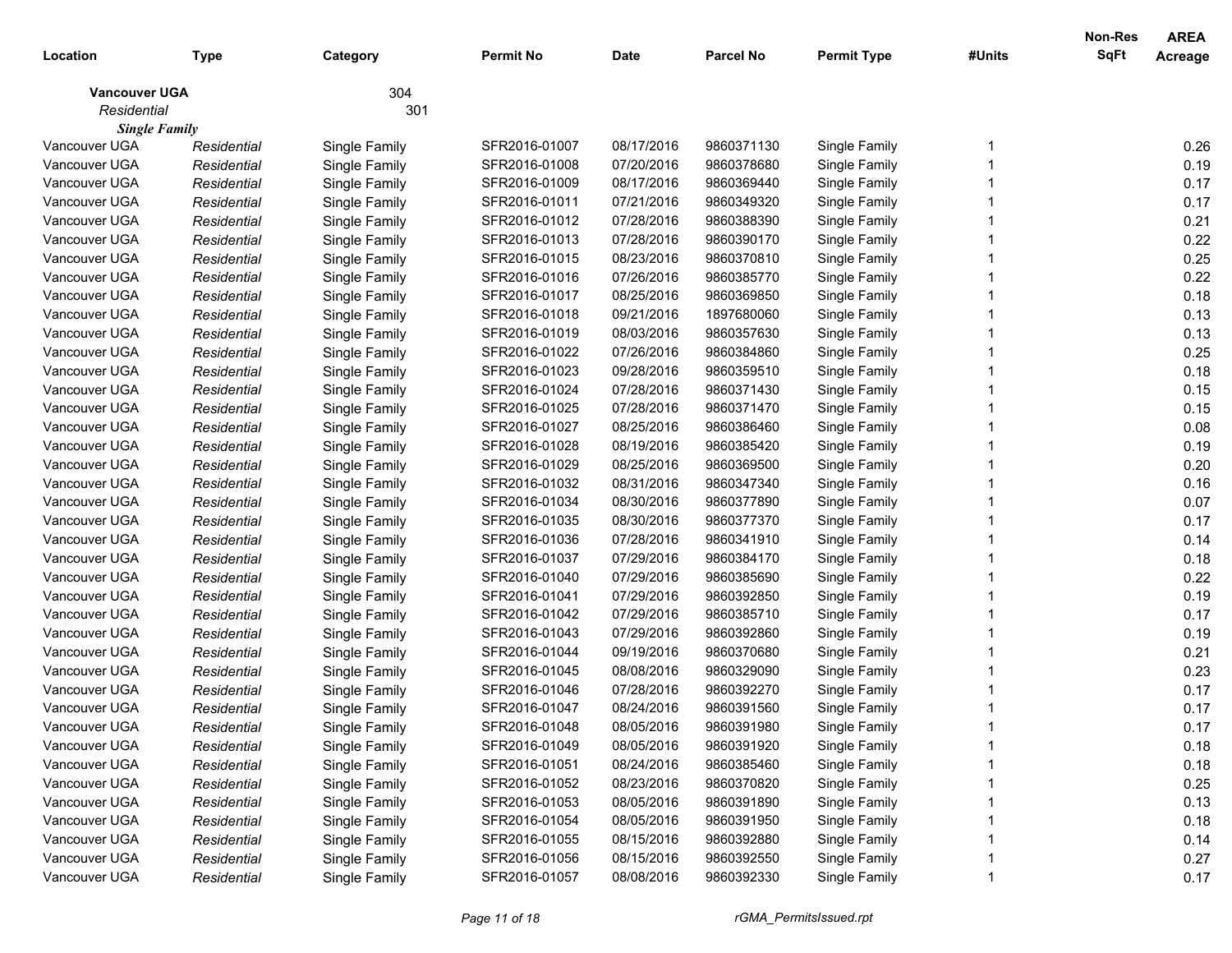| Location | Type | Category | Permit No | Date | Parcel No | Permit Type | #Units | Non-Res SqFt | AREA Acreage |
|---|---|---|---|---|---|---|---|---|---|
| **Vancouver UGA** | | 304 | | | | | | | |
| *Residential* | | 301 | | | | | | | |
| ***Single Family*** | | | | | | | | | |
| Vancouver UGA | *Residential* | Single Family | SFR2016-01007 | 08/17/2016 | 9860371130 | Single Family | 1 | | 0.26 |
| Vancouver UGA | *Residential* | Single Family | SFR2016-01008 | 07/20/2016 | 9860378680 | Single Family | 1 | | 0.19 |
| Vancouver UGA | *Residential* | Single Family | SFR2016-01009 | 08/17/2016 | 9860369440 | Single Family | 1 | | 0.17 |
| Vancouver UGA | *Residential* | Single Family | SFR2016-01011 | 07/21/2016 | 9860349320 | Single Family | 1 | | 0.17 |
| Vancouver UGA | *Residential* | Single Family | SFR2016-01012 | 07/28/2016 | 9860388390 | Single Family | 1 | | 0.21 |
| Vancouver UGA | *Residential* | Single Family | SFR2016-01013 | 07/28/2016 | 9860390170 | Single Family | 1 | | 0.22 |
| Vancouver UGA | *Residential* | Single Family | SFR2016-01015 | 08/23/2016 | 9860370810 | Single Family | 1 | | 0.25 |
| Vancouver UGA | *Residential* | Single Family | SFR2016-01016 | 07/26/2016 | 9860385770 | Single Family | 1 | | 0.22 |
| Vancouver UGA | *Residential* | Single Family | SFR2016-01017 | 08/25/2016 | 9860369850 | Single Family | 1 | | 0.18 |
| Vancouver UGA | *Residential* | Single Family | SFR2016-01018 | 09/21/2016 | 1897680060 | Single Family | 1 | | 0.13 |
| Vancouver UGA | *Residential* | Single Family | SFR2016-01019 | 08/03/2016 | 9860357630 | Single Family | 1 | | 0.13 |
| Vancouver UGA | *Residential* | Single Family | SFR2016-01022 | 07/26/2016 | 9860384860 | Single Family | 1 | | 0.25 |
| Vancouver UGA | *Residential* | Single Family | SFR2016-01023 | 09/28/2016 | 9860359510 | Single Family | 1 | | 0.18 |
| Vancouver UGA | *Residential* | Single Family | SFR2016-01024 | 07/28/2016 | 9860371430 | Single Family | 1 | | 0.15 |
| Vancouver UGA | *Residential* | Single Family | SFR2016-01025 | 07/28/2016 | 9860371470 | Single Family | 1 | | 0.15 |
| Vancouver UGA | *Residential* | Single Family | SFR2016-01027 | 08/25/2016 | 9860386460 | Single Family | 1 | | 0.08 |
| Vancouver UGA | *Residential* | Single Family | SFR2016-01028 | 08/19/2016 | 9860385420 | Single Family | 1 | | 0.19 |
| Vancouver UGA | *Residential* | Single Family | SFR2016-01029 | 08/25/2016 | 9860369500 | Single Family | 1 | | 0.20 |
| Vancouver UGA | *Residential* | Single Family | SFR2016-01032 | 08/31/2016 | 9860347340 | Single Family | 1 | | 0.16 |
| Vancouver UGA | *Residential* | Single Family | SFR2016-01034 | 08/30/2016 | 9860377890 | Single Family | 1 | | 0.07 |
| Vancouver UGA | *Residential* | Single Family | SFR2016-01035 | 08/30/2016 | 9860377370 | Single Family | 1 | | 0.17 |
| Vancouver UGA | *Residential* | Single Family | SFR2016-01036 | 07/28/2016 | 9860341910 | Single Family | 1 | | 0.14 |
| Vancouver UGA | *Residential* | Single Family | SFR2016-01037 | 07/29/2016 | 9860384170 | Single Family | 1 | | 0.18 |
| Vancouver UGA | *Residential* | Single Family | SFR2016-01040 | 07/29/2016 | 9860385690 | Single Family | 1 | | 0.22 |
| Vancouver UGA | *Residential* | Single Family | SFR2016-01041 | 07/29/2016 | 9860392850 | Single Family | 1 | | 0.19 |
| Vancouver UGA | *Residential* | Single Family | SFR2016-01042 | 07/29/2016 | 9860385710 | Single Family | 1 | | 0.17 |
| Vancouver UGA | *Residential* | Single Family | SFR2016-01043 | 07/29/2016 | 9860392860 | Single Family | 1 | | 0.19 |
| Vancouver UGA | *Residential* | Single Family | SFR2016-01044 | 09/19/2016 | 9860370680 | Single Family | 1 | | 0.21 |
| Vancouver UGA | *Residential* | Single Family | SFR2016-01045 | 08/08/2016 | 9860329090 | Single Family | 1 | | 0.23 |
| Vancouver UGA | *Residential* | Single Family | SFR2016-01046 | 07/28/2016 | 9860392270 | Single Family | 1 | | 0.17 |
| Vancouver UGA | *Residential* | Single Family | SFR2016-01047 | 08/24/2016 | 9860391560 | Single Family | 1 | | 0.17 |
| Vancouver UGA | *Residential* | Single Family | SFR2016-01048 | 08/05/2016 | 9860391980 | Single Family | 1 | | 0.17 |
| Vancouver UGA | *Residential* | Single Family | SFR2016-01049 | 08/05/2016 | 9860391920 | Single Family | 1 | | 0.18 |
| Vancouver UGA | *Residential* | Single Family | SFR2016-01051 | 08/24/2016 | 9860385460 | Single Family | 1 | | 0.18 |
| Vancouver UGA | *Residential* | Single Family | SFR2016-01052 | 08/23/2016 | 9860370820 | Single Family | 1 | | 0.25 |
| Vancouver UGA | *Residential* | Single Family | SFR2016-01053 | 08/05/2016 | 9860391890 | Single Family | 1 | | 0.13 |
| Vancouver UGA | *Residential* | Single Family | SFR2016-01054 | 08/05/2016 | 9860391950 | Single Family | 1 | | 0.18 |
| Vancouver UGA | *Residential* | Single Family | SFR2016-01055 | 08/15/2016 | 9860392880 | Single Family | 1 | | 0.14 |
| Vancouver UGA | *Residential* | Single Family | SFR2016-01056 | 08/15/2016 | 9860392550 | Single Family | 1 | | 0.27 |
| Vancouver UGA | *Residential* | Single Family | SFR2016-01057 | 08/08/2016 | 9860392330 | Single Family | 1 | | 0.17 |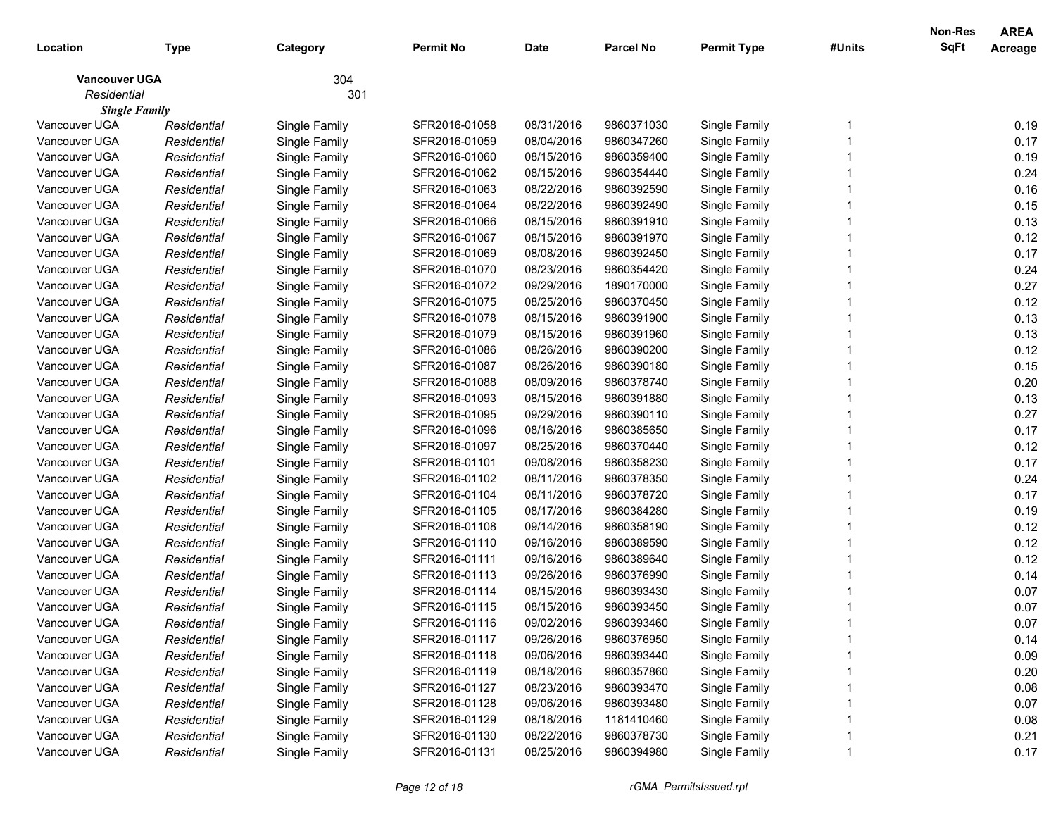| Location | Type | Category | Permit No | Date | Parcel No | Permit Type | #Units | Non-Res SqFt | AREA Acreage |
|---|---|---|---|---|---|---|---|---|---|
| **Vancouver UGA** | | 304 | | | | | | | |
| *Residential* | | 301 | | | | | | | |
| ***Single Family*** | | | | | | | | | |
| Vancouver UGA | *Residential* | Single Family | SFR2016-01058 | 08/31/2016 | 9860371030 | Single Family | 1 | | 0.19 |
| Vancouver UGA | *Residential* | Single Family | SFR2016-01059 | 08/04/2016 | 9860347260 | Single Family | 1 | | 0.17 |
| Vancouver UGA | *Residential* | Single Family | SFR2016-01060 | 08/15/2016 | 9860359400 | Single Family | 1 | | 0.19 |
| Vancouver UGA | *Residential* | Single Family | SFR2016-01062 | 08/15/2016 | 9860354440 | Single Family | 1 | | 0.24 |
| Vancouver UGA | *Residential* | Single Family | SFR2016-01063 | 08/22/2016 | 9860392590 | Single Family | 1 | | 0.16 |
| Vancouver UGA | *Residential* | Single Family | SFR2016-01064 | 08/22/2016 | 9860392490 | Single Family | 1 | | 0.15 |
| Vancouver UGA | *Residential* | Single Family | SFR2016-01066 | 08/15/2016 | 9860391910 | Single Family | 1 | | 0.13 |
| Vancouver UGA | *Residential* | Single Family | SFR2016-01067 | 08/15/2016 | 9860391970 | Single Family | 1 | | 0.12 |
| Vancouver UGA | *Residential* | Single Family | SFR2016-01069 | 08/08/2016 | 9860392450 | Single Family | 1 | | 0.17 |
| Vancouver UGA | *Residential* | Single Family | SFR2016-01070 | 08/23/2016 | 9860354420 | Single Family | 1 | | 0.24 |
| Vancouver UGA | *Residential* | Single Family | SFR2016-01072 | 09/29/2016 | 1890170000 | Single Family | 1 | | 0.27 |
| Vancouver UGA | *Residential* | Single Family | SFR2016-01075 | 08/25/2016 | 9860370450 | Single Family | 1 | | 0.12 |
| Vancouver UGA | *Residential* | Single Family | SFR2016-01078 | 08/15/2016 | 9860391900 | Single Family | 1 | | 0.13 |
| Vancouver UGA | *Residential* | Single Family | SFR2016-01079 | 08/15/2016 | 9860391960 | Single Family | 1 | | 0.13 |
| Vancouver UGA | *Residential* | Single Family | SFR2016-01086 | 08/26/2016 | 9860390200 | Single Family | 1 | | 0.12 |
| Vancouver UGA | *Residential* | Single Family | SFR2016-01087 | 08/26/2016 | 9860390180 | Single Family | 1 | | 0.15 |
| Vancouver UGA | *Residential* | Single Family | SFR2016-01088 | 08/09/2016 | 9860378740 | Single Family | 1 | | 0.20 |
| Vancouver UGA | *Residential* | Single Family | SFR2016-01093 | 08/15/2016 | 9860391880 | Single Family | 1 | | 0.13 |
| Vancouver UGA | *Residential* | Single Family | SFR2016-01095 | 09/29/2016 | 9860390110 | Single Family | 1 | | 0.27 |
| Vancouver UGA | *Residential* | Single Family | SFR2016-01096 | 08/16/2016 | 9860385650 | Single Family | 1 | | 0.17 |
| Vancouver UGA | *Residential* | Single Family | SFR2016-01097 | 08/25/2016 | 9860370440 | Single Family | 1 | | 0.12 |
| Vancouver UGA | *Residential* | Single Family | SFR2016-01101 | 09/08/2016 | 9860358230 | Single Family | 1 | | 0.17 |
| Vancouver UGA | *Residential* | Single Family | SFR2016-01102 | 08/11/2016 | 9860378350 | Single Family | 1 | | 0.24 |
| Vancouver UGA | *Residential* | Single Family | SFR2016-01104 | 08/11/2016 | 9860378720 | Single Family | 1 | | 0.17 |
| Vancouver UGA | *Residential* | Single Family | SFR2016-01105 | 08/17/2016 | 9860384280 | Single Family | 1 | | 0.19 |
| Vancouver UGA | *Residential* | Single Family | SFR2016-01108 | 09/14/2016 | 9860358190 | Single Family | 1 | | 0.12 |
| Vancouver UGA | *Residential* | Single Family | SFR2016-01110 | 09/16/2016 | 9860389590 | Single Family | 1 | | 0.12 |
| Vancouver UGA | *Residential* | Single Family | SFR2016-01111 | 09/16/2016 | 9860389640 | Single Family | 1 | | 0.12 |
| Vancouver UGA | *Residential* | Single Family | SFR2016-01113 | 09/26/2016 | 9860376990 | Single Family | 1 | | 0.14 |
| Vancouver UGA | *Residential* | Single Family | SFR2016-01114 | 08/15/2016 | 9860393430 | Single Family | 1 | | 0.07 |
| Vancouver UGA | *Residential* | Single Family | SFR2016-01115 | 08/15/2016 | 9860393450 | Single Family | 1 | | 0.07 |
| Vancouver UGA | *Residential* | Single Family | SFR2016-01116 | 09/02/2016 | 9860393460 | Single Family | 1 | | 0.07 |
| Vancouver UGA | *Residential* | Single Family | SFR2016-01117 | 09/26/2016 | 9860376950 | Single Family | 1 | | 0.14 |
| Vancouver UGA | *Residential* | Single Family | SFR2016-01118 | 09/06/2016 | 9860393440 | Single Family | 1 | | 0.09 |
| Vancouver UGA | *Residential* | Single Family | SFR2016-01119 | 08/18/2016 | 9860357860 | Single Family | 1 | | 0.20 |
| Vancouver UGA | *Residential* | Single Family | SFR2016-01127 | 08/23/2016 | 9860393470 | Single Family | 1 | | 0.08 |
| Vancouver UGA | *Residential* | Single Family | SFR2016-01128 | 09/06/2016 | 9860393480 | Single Family | 1 | | 0.07 |
| Vancouver UGA | *Residential* | Single Family | SFR2016-01129 | 08/18/2016 | 1181410460 | Single Family | 1 | | 0.08 |
| Vancouver UGA | *Residential* | Single Family | SFR2016-01130 | 08/22/2016 | 9860378730 | Single Family | 1 | | 0.21 |
| Vancouver UGA | *Residential* | Single Family | SFR2016-01131 | 08/25/2016 | 9860394980 | Single Family | 1 | | 0.17 |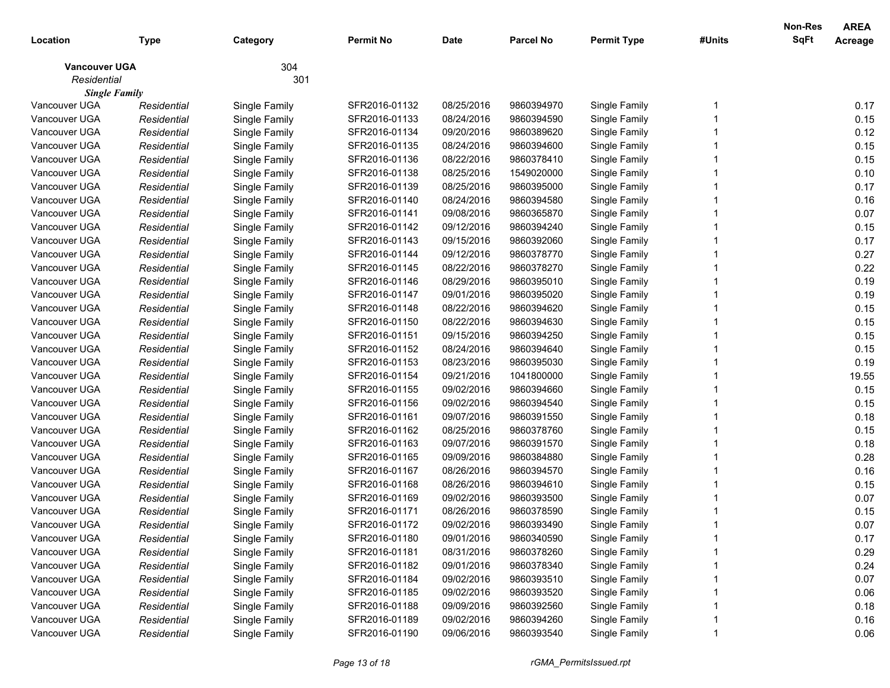| Location | Type | Category | Permit No | Date | Parcel No | Permit Type | #Units | Non-Res SqFt | AREA Acreage |
|---|---|---|---|---|---|---|---|---|---|
| **Vancouver UGA** | | 304 | | | | | | | |
| *Residential* | | 301 | | | | | | | |
| ***Single Family*** | | | | | | | | | |
| Vancouver UGA | *Residential* | Single Family | SFR2016-01132 | 08/25/2016 | 9860394970 | Single Family | 1 | | 0.17 |
| Vancouver UGA | *Residential* | Single Family | SFR2016-01133 | 08/24/2016 | 9860394590 | Single Family | 1 | | 0.15 |
| Vancouver UGA | *Residential* | Single Family | SFR2016-01134 | 09/20/2016 | 9860389620 | Single Family | 1 | | 0.12 |
| Vancouver UGA | *Residential* | Single Family | SFR2016-01135 | 08/24/2016 | 9860394600 | Single Family | 1 | | 0.15 |
| Vancouver UGA | *Residential* | Single Family | SFR2016-01136 | 08/22/2016 | 9860378410 | Single Family | 1 | | 0.15 |
| Vancouver UGA | *Residential* | Single Family | SFR2016-01138 | 08/25/2016 | 1549020000 | Single Family | 1 | | 0.10 |
| Vancouver UGA | *Residential* | Single Family | SFR2016-01139 | 08/25/2016 | 9860395000 | Single Family | 1 | | 0.17 |
| Vancouver UGA | *Residential* | Single Family | SFR2016-01140 | 08/24/2016 | 9860394580 | Single Family | 1 | | 0.16 |
| Vancouver UGA | *Residential* | Single Family | SFR2016-01141 | 09/08/2016 | 9860365870 | Single Family | 1 | | 0.07 |
| Vancouver UGA | *Residential* | Single Family | SFR2016-01142 | 09/12/2016 | 9860394240 | Single Family | 1 | | 0.15 |
| Vancouver UGA | *Residential* | Single Family | SFR2016-01143 | 09/15/2016 | 9860392060 | Single Family | 1 | | 0.17 |
| Vancouver UGA | *Residential* | Single Family | SFR2016-01144 | 09/12/2016 | 9860378770 | Single Family | 1 | | 0.27 |
| Vancouver UGA | *Residential* | Single Family | SFR2016-01145 | 08/22/2016 | 9860378270 | Single Family | 1 | | 0.22 |
| Vancouver UGA | *Residential* | Single Family | SFR2016-01146 | 08/29/2016 | 9860395010 | Single Family | 1 | | 0.19 |
| Vancouver UGA | *Residential* | Single Family | SFR2016-01147 | 09/01/2016 | 9860395020 | Single Family | 1 | | 0.19 |
| Vancouver UGA | *Residential* | Single Family | SFR2016-01148 | 08/22/2016 | 9860394620 | Single Family | 1 | | 0.15 |
| Vancouver UGA | *Residential* | Single Family | SFR2016-01150 | 08/22/2016 | 9860394630 | Single Family | 1 | | 0.15 |
| Vancouver UGA | *Residential* | Single Family | SFR2016-01151 | 09/15/2016 | 9860394250 | Single Family | 1 | | 0.15 |
| Vancouver UGA | *Residential* | Single Family | SFR2016-01152 | 08/24/2016 | 9860394640 | Single Family | 1 | | 0.15 |
| Vancouver UGA | *Residential* | Single Family | SFR2016-01153 | 08/23/2016 | 9860395030 | Single Family | 1 | | 0.19 |
| Vancouver UGA | *Residential* | Single Family | SFR2016-01154 | 09/21/2016 | 1041800000 | Single Family | 1 | | 19.55 |
| Vancouver UGA | *Residential* | Single Family | SFR2016-01155 | 09/02/2016 | 9860394660 | Single Family | 1 | | 0.15 |
| Vancouver UGA | *Residential* | Single Family | SFR2016-01156 | 09/02/2016 | 9860394540 | Single Family | 1 | | 0.15 |
| Vancouver UGA | *Residential* | Single Family | SFR2016-01161 | 09/07/2016 | 9860391550 | Single Family | 1 | | 0.18 |
| Vancouver UGA | *Residential* | Single Family | SFR2016-01162 | 08/25/2016 | 9860378760 | Single Family | 1 | | 0.15 |
| Vancouver UGA | *Residential* | Single Family | SFR2016-01163 | 09/07/2016 | 9860391570 | Single Family | 1 | | 0.18 |
| Vancouver UGA | *Residential* | Single Family | SFR2016-01165 | 09/09/2016 | 9860384880 | Single Family | 1 | | 0.28 |
| Vancouver UGA | *Residential* | Single Family | SFR2016-01167 | 08/26/2016 | 9860394570 | Single Family | 1 | | 0.16 |
| Vancouver UGA | *Residential* | Single Family | SFR2016-01168 | 08/26/2016 | 9860394610 | Single Family | 1 | | 0.15 |
| Vancouver UGA | *Residential* | Single Family | SFR2016-01169 | 09/02/2016 | 9860393500 | Single Family | 1 | | 0.07 |
| Vancouver UGA | *Residential* | Single Family | SFR2016-01171 | 08/26/2016 | 9860378590 | Single Family | 1 | | 0.15 |
| Vancouver UGA | *Residential* | Single Family | SFR2016-01172 | 09/02/2016 | 9860393490 | Single Family | 1 | | 0.07 |
| Vancouver UGA | *Residential* | Single Family | SFR2016-01180 | 09/01/2016 | 9860340590 | Single Family | 1 | | 0.17 |
| Vancouver UGA | *Residential* | Single Family | SFR2016-01181 | 08/31/2016 | 9860378260 | Single Family | 1 | | 0.29 |
| Vancouver UGA | *Residential* | Single Family | SFR2016-01182 | 09/01/2016 | 9860378340 | Single Family | 1 | | 0.24 |
| Vancouver UGA | *Residential* | Single Family | SFR2016-01184 | 09/02/2016 | 9860393510 | Single Family | 1 | | 0.07 |
| Vancouver UGA | *Residential* | Single Family | SFR2016-01185 | 09/02/2016 | 9860393520 | Single Family | 1 | | 0.06 |
| Vancouver UGA | *Residential* | Single Family | SFR2016-01188 | 09/09/2016 | 9860392560 | Single Family | 1 | | 0.18 |
| Vancouver UGA | *Residential* | Single Family | SFR2016-01189 | 09/02/2016 | 9860394260 | Single Family | 1 | | 0.16 |
| Vancouver UGA | *Residential* | Single Family | SFR2016-01190 | 09/06/2016 | 9860393540 | Single Family | 1 | | 0.06 |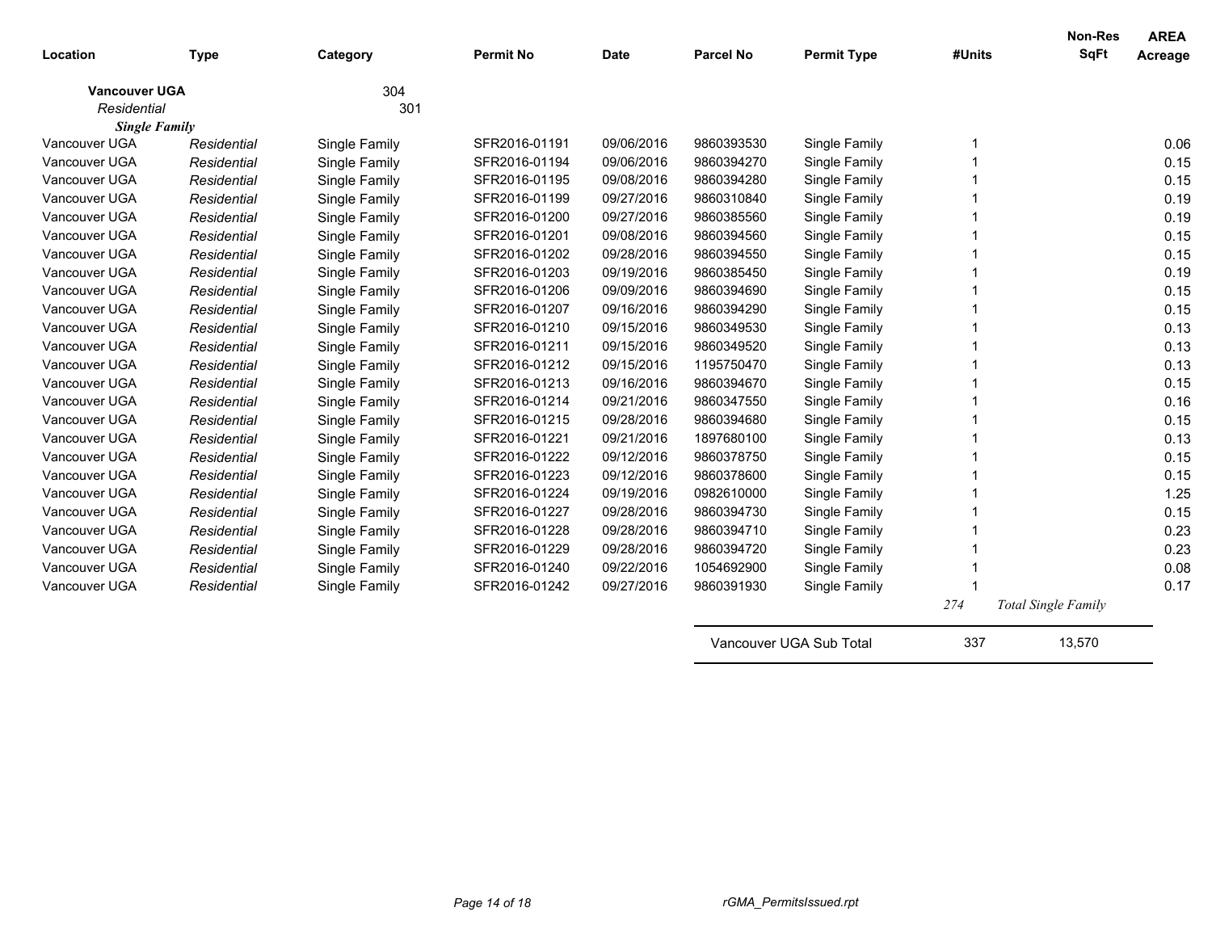| Location | Type | Category | Permit No | Date | Parcel No | Permit Type | #Units | Non-Res SqFt | AREA Acreage |
|---|---|---|---|---|---|---|---|---|---|
| **Vancouver UGA** | | 304 | | | | | | | |
| *Residential* | | 301 | | | | | | | |
| ***Single Family*** | | | | | | | | | |
| Vancouver UGA | *Residential* | Single Family | SFR2016-01191 | 09/06/2016 | 9860393530 | Single Family | 1 | | 0.06 |
| Vancouver UGA | *Residential* | Single Family | SFR2016-01194 | 09/06/2016 | 9860394270 | Single Family | 1 | | 0.15 |
| Vancouver UGA | *Residential* | Single Family | SFR2016-01195 | 09/08/2016 | 9860394280 | Single Family | 1 | | 0.15 |
| Vancouver UGA | *Residential* | Single Family | SFR2016-01199 | 09/27/2016 | 9860310840 | Single Family | 1 | | 0.19 |
| Vancouver UGA | *Residential* | Single Family | SFR2016-01200 | 09/27/2016 | 9860385560 | Single Family | 1 | | 0.19 |
| Vancouver UGA | *Residential* | Single Family | SFR2016-01201 | 09/08/2016 | 9860394560 | Single Family | 1 | | 0.15 |
| Vancouver UGA | *Residential* | Single Family | SFR2016-01202 | 09/28/2016 | 9860394550 | Single Family | 1 | | 0.15 |
| Vancouver UGA | *Residential* | Single Family | SFR2016-01203 | 09/19/2016 | 9860385450 | Single Family | 1 | | 0.19 |
| Vancouver UGA | *Residential* | Single Family | SFR2016-01206 | 09/09/2016 | 9860394690 | Single Family | 1 | | 0.15 |
| Vancouver UGA | *Residential* | Single Family | SFR2016-01207 | 09/16/2016 | 9860394290 | Single Family | 1 | | 0.15 |
| Vancouver UGA | *Residential* | Single Family | SFR2016-01210 | 09/15/2016 | 9860349530 | Single Family | 1 | | 0.13 |
| Vancouver UGA | *Residential* | Single Family | SFR2016-01211 | 09/15/2016 | 9860349520 | Single Family | 1 | | 0.13 |
| Vancouver UGA | *Residential* | Single Family | SFR2016-01212 | 09/15/2016 | 1195750470 | Single Family | 1 | | 0.13 |
| Vancouver UGA | *Residential* | Single Family | SFR2016-01213 | 09/16/2016 | 9860394670 | Single Family | 1 | | 0.15 |
| Vancouver UGA | *Residential* | Single Family | SFR2016-01214 | 09/21/2016 | 9860347550 | Single Family | 1 | | 0.16 |
| Vancouver UGA | *Residential* | Single Family | SFR2016-01215 | 09/28/2016 | 9860394680 | Single Family | 1 | | 0.15 |
| Vancouver UGA | *Residential* | Single Family | SFR2016-01221 | 09/21/2016 | 1897680100 | Single Family | 1 | | 0.13 |
| Vancouver UGA | *Residential* | Single Family | SFR2016-01222 | 09/12/2016 | 9860378750 | Single Family | 1 | | 0.15 |
| Vancouver UGA | *Residential* | Single Family | SFR2016-01223 | 09/12/2016 | 9860378600 | Single Family | 1 | | 0.15 |
| Vancouver UGA | *Residential* | Single Family | SFR2016-01224 | 09/19/2016 | 0982610000 | Single Family | 1 | | 1.25 |
| Vancouver UGA | *Residential* | Single Family | SFR2016-01227 | 09/28/2016 | 9860394730 | Single Family | 1 | | 0.15 |
| Vancouver UGA | *Residential* | Single Family | SFR2016-01228 | 09/28/2016 | 9860394710 | Single Family | 1 | | 0.23 |
| Vancouver UGA | *Residential* | Single Family | SFR2016-01229 | 09/28/2016 | 9860394720 | Single Family | 1 | | 0.23 |
| Vancouver UGA | *Residential* | Single Family | SFR2016-01240 | 09/22/2016 | 1054692900 | Single Family | 1 | | 0.08 |
| Vancouver UGA | *Residential* | Single Family | SFR2016-01242 | 09/27/2016 | 9860391930 | Single Family | 1 | | 0.17 |
| | | | | | | | *274* | *Total Single Family* | |
| | | | | | Vancouver UGA Sub Total | | 337 | 13,570 | |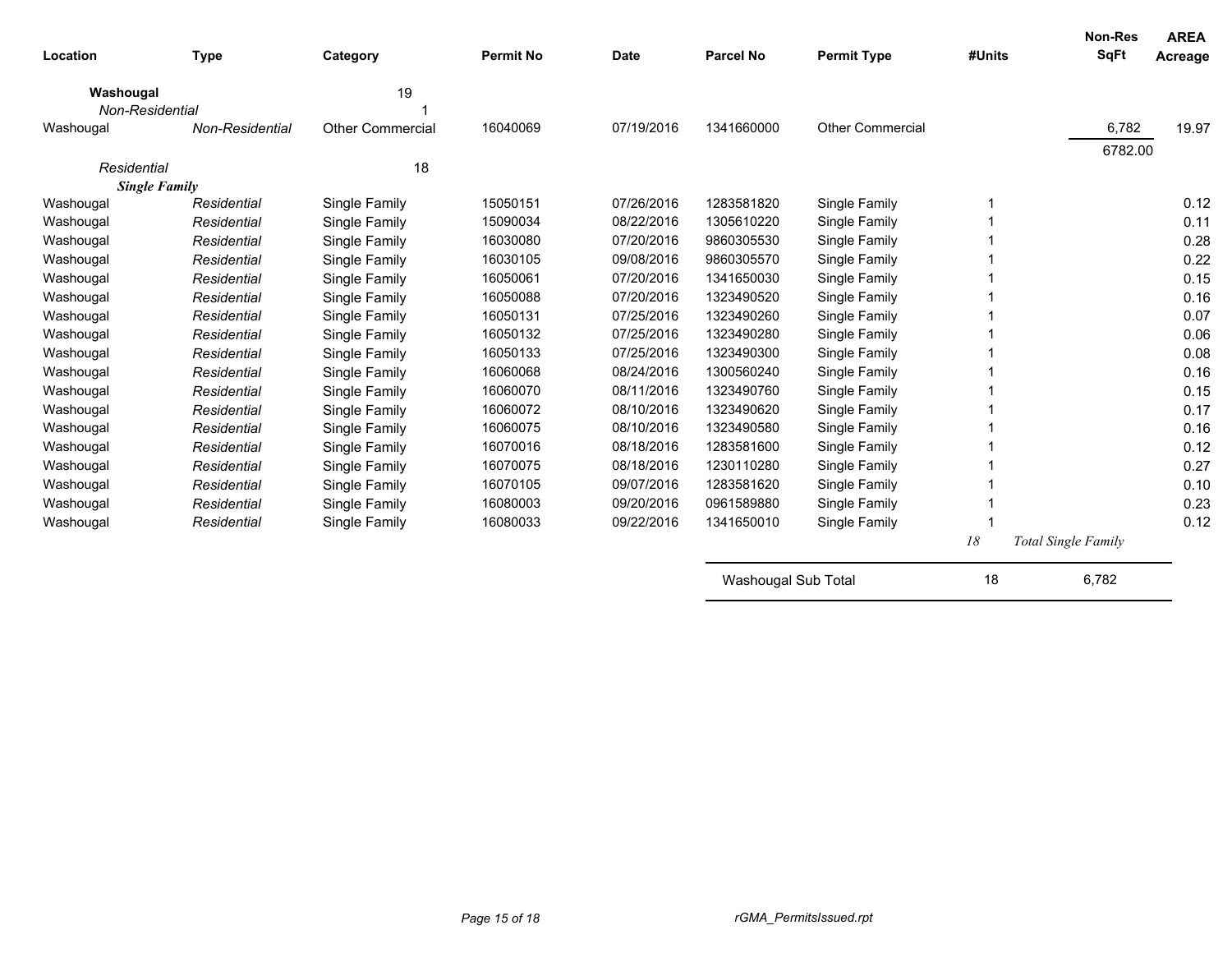| Location | Type | Category | Permit No | Date | Parcel No | Permit Type | #Units | Non-Res SqFt | AREA Acreage |
|---|---|---|---|---|---|---|---|---|---|
| **Washougal** | | 19 | | | | | | | |
| *Non-Residential* | | 1 | | | | | | | |
| Washougal | *Non-Residential* | Other Commercial | 16040069 | 07/19/2016 | 1341660000 | Other Commercial | | 6,782 | 19.97 |
| | | | | | | | | 6782.00 | |
| *Residential* | | 18 | | | | | | | |
| ***Single Family*** | | | | | | | | | |
| Washougal | *Residential* | Single Family | 15050151 | 07/26/2016 | 1283581820 | Single Family | 1 | | 0.12 |
| Washougal | *Residential* | Single Family | 15090034 | 08/22/2016 | 1305610220 | Single Family | 1 | | 0.11 |
| Washougal | *Residential* | Single Family | 16030080 | 07/20/2016 | 9860305530 | Single Family | 1 | | 0.28 |
| Washougal | *Residential* | Single Family | 16030105 | 09/08/2016 | 9860305570 | Single Family | 1 | | 0.22 |
| Washougal | *Residential* | Single Family | 16050061 | 07/20/2016 | 1341650030 | Single Family | 1 | | 0.15 |
| Washougal | *Residential* | Single Family | 16050088 | 07/20/2016 | 1323490520 | Single Family | 1 | | 0.16 |
| Washougal | *Residential* | Single Family | 16050131 | 07/25/2016 | 1323490260 | Single Family | 1 | | 0.07 |
| Washougal | *Residential* | Single Family | 16050132 | 07/25/2016 | 1323490280 | Single Family | 1 | | 0.06 |
| Washougal | *Residential* | Single Family | 16050133 | 07/25/2016 | 1323490300 | Single Family | 1 | | 0.08 |
| Washougal | *Residential* | Single Family | 16060068 | 08/24/2016 | 1300560240 | Single Family | 1 | | 0.16 |
| Washougal | *Residential* | Single Family | 16060070 | 08/11/2016 | 1323490760 | Single Family | 1 | | 0.15 |
| Washougal | *Residential* | Single Family | 16060072 | 08/10/2016 | 1323490620 | Single Family | 1 | | 0.17 |
| Washougal | *Residential* | Single Family | 16060075 | 08/10/2016 | 1323490580 | Single Family | 1 | | 0.16 |
| Washougal | *Residential* | Single Family | 16070016 | 08/18/2016 | 1283581600 | Single Family | 1 | | 0.12 |
| Washougal | *Residential* | Single Family | 16070075 | 08/18/2016 | 1230110280 | Single Family | 1 | | 0.27 |
| Washougal | *Residential* | Single Family | 16070105 | 09/07/2016 | 1283581620 | Single Family | 1 | | 0.10 |
| Washougal | *Residential* | Single Family | 16080003 | 09/20/2016 | 0961589880 | Single Family | 1 | | 0.23 |
| Washougal | *Residential* | Single Family | 16080033 | 09/22/2016 | 1341650010 | Single Family | 1 | | 0.12 |
| | | | | | | | *18* | *Total Single Family* | |
| | | | | | Washougal Sub Total | | 18 | 6,782 | |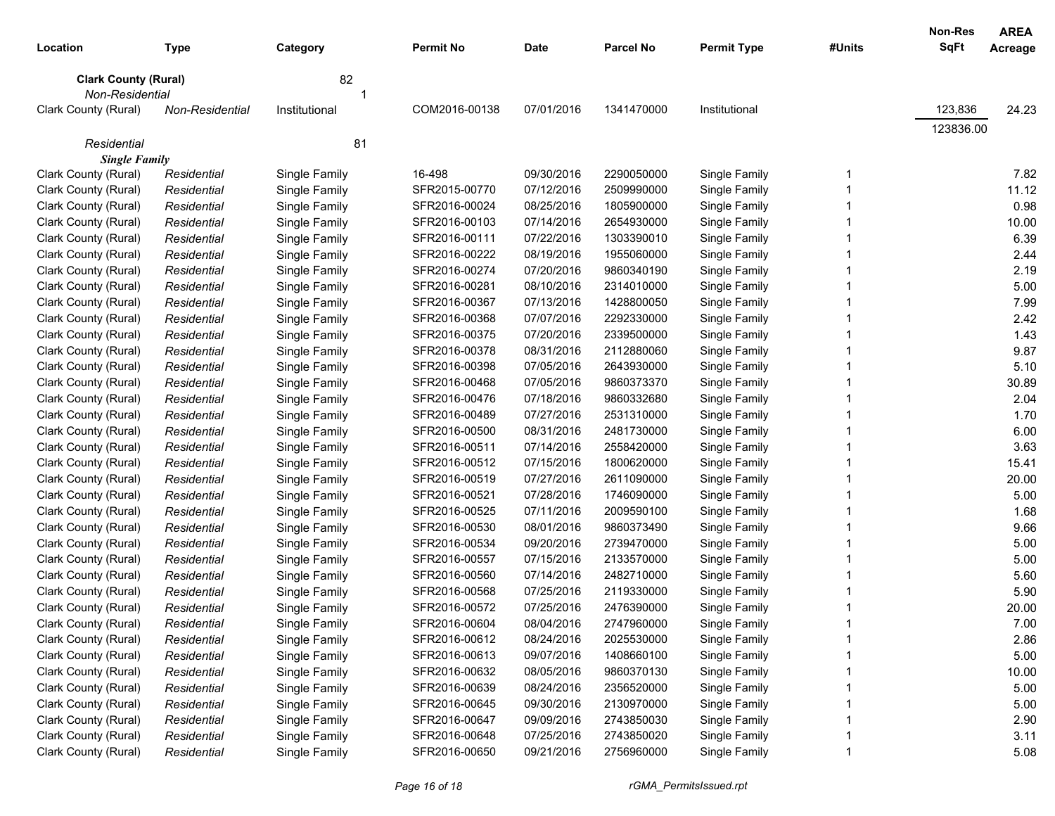| Location | Type | Category | Permit No | Date | Parcel No | Permit Type | #Units | Non-Res SqFt | AREA Acreage |
|---|---|---|---|---|---|---|---|---|---|
| **Clark County (Rural)** | | 82 | | | | | | | |
| *Non-Residential* | | 1 | | | | | | | |
| Clark County (Rural) | *Non-Residential* | Institutional | COM2016-00138 | 07/01/2016 | 1341470000 | Institutional | | 123,836 | 24.23 |
| | | | | | | | | 123836.00 | |
| *Residential* | | 81 | | | | | | | |
| ***Single Family*** | | | | | | | | | |
| Clark County (Rural) | *Residential* | Single Family | 16-498 | 09/30/2016 | 2290050000 | Single Family | 1 | | 7.82 |
| Clark County (Rural) | *Residential* | Single Family | SFR2015-00770 | 07/12/2016 | 2509990000 | Single Family | 1 | | 11.12 |
| Clark County (Rural) | *Residential* | Single Family | SFR2016-00024 | 08/25/2016 | 1805900000 | Single Family | 1 | | 0.98 |
| Clark County (Rural) | *Residential* | Single Family | SFR2016-00103 | 07/14/2016 | 2654930000 | Single Family | 1 | | 10.00 |
| Clark County (Rural) | *Residential* | Single Family | SFR2016-00111 | 07/22/2016 | 1303390010 | Single Family | 1 | | 6.39 |
| Clark County (Rural) | *Residential* | Single Family | SFR2016-00222 | 08/19/2016 | 1955060000 | Single Family | 1 | | 2.44 |
| Clark County (Rural) | *Residential* | Single Family | SFR2016-00274 | 07/20/2016 | 9860340190 | Single Family | 1 | | 2.19 |
| Clark County (Rural) | *Residential* | Single Family | SFR2016-00281 | 08/10/2016 | 2314010000 | Single Family | 1 | | 5.00 |
| Clark County (Rural) | *Residential* | Single Family | SFR2016-00367 | 07/13/2016 | 1428800050 | Single Family | 1 | | 7.99 |
| Clark County (Rural) | *Residential* | Single Family | SFR2016-00368 | 07/07/2016 | 2292330000 | Single Family | 1 | | 2.42 |
| Clark County (Rural) | *Residential* | Single Family | SFR2016-00375 | 07/20/2016 | 2339500000 | Single Family | 1 | | 1.43 |
| Clark County (Rural) | *Residential* | Single Family | SFR2016-00378 | 08/31/2016 | 2112880060 | Single Family | 1 | | 9.87 |
| Clark County (Rural) | *Residential* | Single Family | SFR2016-00398 | 07/05/2016 | 2643930000 | Single Family | 1 | | 5.10 |
| Clark County (Rural) | *Residential* | Single Family | SFR2016-00468 | 07/05/2016 | 9860373370 | Single Family | 1 | | 30.89 |
| Clark County (Rural) | *Residential* | Single Family | SFR2016-00476 | 07/18/2016 | 9860332680 | Single Family | 1 | | 2.04 |
| Clark County (Rural) | *Residential* | Single Family | SFR2016-00489 | 07/27/2016 | 2531310000 | Single Family | 1 | | 1.70 |
| Clark County (Rural) | *Residential* | Single Family | SFR2016-00500 | 08/31/2016 | 2481730000 | Single Family | 1 | | 6.00 |
| Clark County (Rural) | *Residential* | Single Family | SFR2016-00511 | 07/14/2016 | 2558420000 | Single Family | 1 | | 3.63 |
| Clark County (Rural) | *Residential* | Single Family | SFR2016-00512 | 07/15/2016 | 1800620000 | Single Family | 1 | | 15.41 |
| Clark County (Rural) | *Residential* | Single Family | SFR2016-00519 | 07/27/2016 | 2611090000 | Single Family | 1 | | 20.00 |
| Clark County (Rural) | *Residential* | Single Family | SFR2016-00521 | 07/28/2016 | 1746090000 | Single Family | 1 | | 5.00 |
| Clark County (Rural) | *Residential* | Single Family | SFR2016-00525 | 07/11/2016 | 2009590100 | Single Family | 1 | | 1.68 |
| Clark County (Rural) | *Residential* | Single Family | SFR2016-00530 | 08/01/2016 | 9860373490 | Single Family | 1 | | 9.66 |
| Clark County (Rural) | *Residential* | Single Family | SFR2016-00534 | 09/20/2016 | 2739470000 | Single Family | 1 | | 5.00 |
| Clark County (Rural) | *Residential* | Single Family | SFR2016-00557 | 07/15/2016 | 2133570000 | Single Family | 1 | | 5.00 |
| Clark County (Rural) | *Residential* | Single Family | SFR2016-00560 | 07/14/2016 | 2482710000 | Single Family | 1 | | 5.60 |
| Clark County (Rural) | *Residential* | Single Family | SFR2016-00568 | 07/25/2016 | 2119330000 | Single Family | 1 | | 5.90 |
| Clark County (Rural) | *Residential* | Single Family | SFR2016-00572 | 07/25/2016 | 2476390000 | Single Family | 1 | | 20.00 |
| Clark County (Rural) | *Residential* | Single Family | SFR2016-00604 | 08/04/2016 | 2747960000 | Single Family | 1 | | 7.00 |
| Clark County (Rural) | *Residential* | Single Family | SFR2016-00612 | 08/24/2016 | 2025530000 | Single Family | 1 | | 2.86 |
| Clark County (Rural) | *Residential* | Single Family | SFR2016-00613 | 09/07/2016 | 1408660100 | Single Family | 1 | | 5.00 |
| Clark County (Rural) | *Residential* | Single Family | SFR2016-00632 | 08/05/2016 | 9860370130 | Single Family | 1 | | 10.00 |
| Clark County (Rural) | *Residential* | Single Family | SFR2016-00639 | 08/24/2016 | 2356520000 | Single Family | 1 | | 5.00 |
| Clark County (Rural) | *Residential* | Single Family | SFR2016-00645 | 09/30/2016 | 2130970000 | Single Family | 1 | | 5.00 |
| Clark County (Rural) | *Residential* | Single Family | SFR2016-00647 | 09/09/2016 | 2743850030 | Single Family | 1 | | 2.90 |
| Clark County (Rural) | *Residential* | Single Family | SFR2016-00648 | 07/25/2016 | 2743850020 | Single Family | 1 | | 3.11 |
| Clark County (Rural) | *Residential* | Single Family | SFR2016-00650 | 09/21/2016 | 2756960000 | Single Family | 1 | | 5.08 |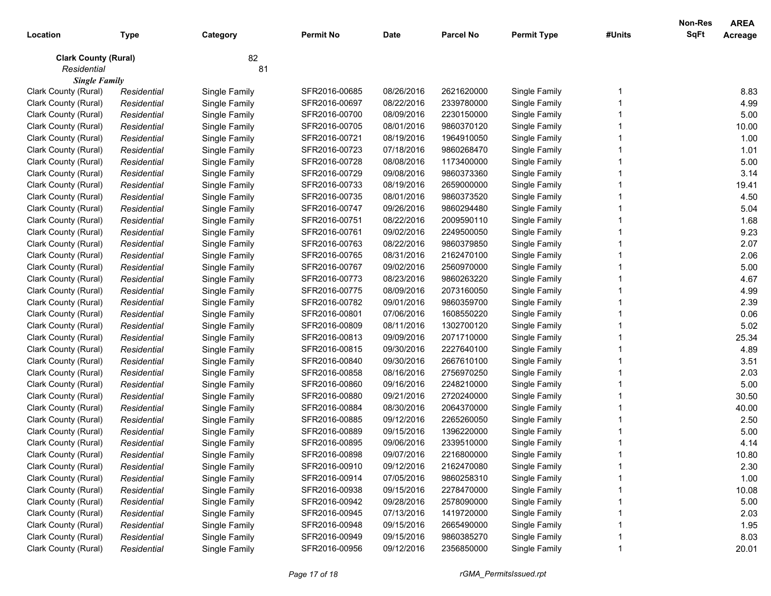| Location | Type | Category | Permit No | Date | Parcel No | Permit Type | #Units | Non-Res SqFt | AREA Acreage |
|---|---|---|---|---|---|---|---|---|---|
| **Clark County (Rural)** | | 82 | | | | | | | |
| *Residential* | | 81 | | | | | | | |
| ***Single Family*** | | | | | | | | | |
| Clark County (Rural) | *Residential* | Single Family | SFR2016-00685 | 08/26/2016 | 2621620000 | Single Family | 1 | | 8.83 |
| Clark County (Rural) | *Residential* | Single Family | SFR2016-00697 | 08/22/2016 | 2339780000 | Single Family | 1 | | 4.99 |
| Clark County (Rural) | *Residential* | Single Family | SFR2016-00700 | 08/09/2016 | 2230150000 | Single Family | 1 | | 5.00 |
| Clark County (Rural) | *Residential* | Single Family | SFR2016-00705 | 08/01/2016 | 9860370120 | Single Family | 1 | | 10.00 |
| Clark County (Rural) | *Residential* | Single Family | SFR2016-00721 | 08/19/2016 | 1964910050 | Single Family | 1 | | 1.00 |
| Clark County (Rural) | *Residential* | Single Family | SFR2016-00723 | 07/18/2016 | 9860268470 | Single Family | 1 | | 1.01 |
| Clark County (Rural) | *Residential* | Single Family | SFR2016-00728 | 08/08/2016 | 1173400000 | Single Family | 1 | | 5.00 |
| Clark County (Rural) | *Residential* | Single Family | SFR2016-00729 | 09/08/2016 | 9860373360 | Single Family | 1 | | 3.14 |
| Clark County (Rural) | *Residential* | Single Family | SFR2016-00733 | 08/19/2016 | 2659000000 | Single Family | 1 | | 19.41 |
| Clark County (Rural) | *Residential* | Single Family | SFR2016-00735 | 08/01/2016 | 9860373520 | Single Family | 1 | | 4.50 |
| Clark County (Rural) | *Residential* | Single Family | SFR2016-00747 | 09/26/2016 | 9860294480 | Single Family | 1 | | 5.04 |
| Clark County (Rural) | *Residential* | Single Family | SFR2016-00751 | 08/22/2016 | 2009590110 | Single Family | 1 | | 1.68 |
| Clark County (Rural) | *Residential* | Single Family | SFR2016-00761 | 09/02/2016 | 2249500050 | Single Family | 1 | | 9.23 |
| Clark County (Rural) | *Residential* | Single Family | SFR2016-00763 | 08/22/2016 | 9860379850 | Single Family | 1 | | 2.07 |
| Clark County (Rural) | *Residential* | Single Family | SFR2016-00765 | 08/31/2016 | 2162470100 | Single Family | 1 | | 2.06 |
| Clark County (Rural) | *Residential* | Single Family | SFR2016-00767 | 09/02/2016 | 2560970000 | Single Family | 1 | | 5.00 |
| Clark County (Rural) | *Residential* | Single Family | SFR2016-00773 | 08/23/2016 | 9860263220 | Single Family | 1 | | 4.67 |
| Clark County (Rural) | *Residential* | Single Family | SFR2016-00775 | 08/09/2016 | 2073160050 | Single Family | 1 | | 4.99 |
| Clark County (Rural) | *Residential* | Single Family | SFR2016-00782 | 09/01/2016 | 9860359700 | Single Family | 1 | | 2.39 |
| Clark County (Rural) | *Residential* | Single Family | SFR2016-00801 | 07/06/2016 | 1608550220 | Single Family | 1 | | 0.06 |
| Clark County (Rural) | *Residential* | Single Family | SFR2016-00809 | 08/11/2016 | 1302700120 | Single Family | 1 | | 5.02 |
| Clark County (Rural) | *Residential* | Single Family | SFR2016-00813 | 09/09/2016 | 2071710000 | Single Family | 1 | | 25.34 |
| Clark County (Rural) | *Residential* | Single Family | SFR2016-00815 | 09/30/2016 | 2227640100 | Single Family | 1 | | 4.89 |
| Clark County (Rural) | *Residential* | Single Family | SFR2016-00840 | 09/30/2016 | 2667610100 | Single Family | 1 | | 3.51 |
| Clark County (Rural) | *Residential* | Single Family | SFR2016-00858 | 08/16/2016 | 2756970250 | Single Family | 1 | | 2.03 |
| Clark County (Rural) | *Residential* | Single Family | SFR2016-00860 | 09/16/2016 | 2248210000 | Single Family | 1 | | 5.00 |
| Clark County (Rural) | *Residential* | Single Family | SFR2016-00880 | 09/21/2016 | 2720240000 | Single Family | 1 | | 30.50 |
| Clark County (Rural) | *Residential* | Single Family | SFR2016-00884 | 08/30/2016 | 2064370000 | Single Family | 1 | | 40.00 |
| Clark County (Rural) | *Residential* | Single Family | SFR2016-00885 | 09/12/2016 | 2265260050 | Single Family | 1 | | 2.50 |
| Clark County (Rural) | *Residential* | Single Family | SFR2016-00889 | 09/15/2016 | 1396220000 | Single Family | 1 | | 5.00 |
| Clark County (Rural) | *Residential* | Single Family | SFR2016-00895 | 09/06/2016 | 2339510000 | Single Family | 1 | | 4.14 |
| Clark County (Rural) | *Residential* | Single Family | SFR2016-00898 | 09/07/2016 | 2216800000 | Single Family | 1 | | 10.80 |
| Clark County (Rural) | *Residential* | Single Family | SFR2016-00910 | 09/12/2016 | 2162470080 | Single Family | 1 | | 2.30 |
| Clark County (Rural) | *Residential* | Single Family | SFR2016-00914 | 07/05/2016 | 9860258310 | Single Family | 1 | | 1.00 |
| Clark County (Rural) | *Residential* | Single Family | SFR2016-00938 | 09/15/2016 | 2278470000 | Single Family | 1 | | 10.08 |
| Clark County (Rural) | *Residential* | Single Family | SFR2016-00942 | 09/28/2016 | 2578090000 | Single Family | 1 | | 5.00 |
| Clark County (Rural) | *Residential* | Single Family | SFR2016-00945 | 07/13/2016 | 1419720000 | Single Family | 1 | | 2.03 |
| Clark County (Rural) | *Residential* | Single Family | SFR2016-00948 | 09/15/2016 | 2665490000 | Single Family | 1 | | 1.95 |
| Clark County (Rural) | *Residential* | Single Family | SFR2016-00949 | 09/15/2016 | 9860385270 | Single Family | 1 | | 8.03 |
| Clark County (Rural) | *Residential* | Single Family | SFR2016-00956 | 09/12/2016 | 2356850000 | Single Family | 1 | | 20.01 |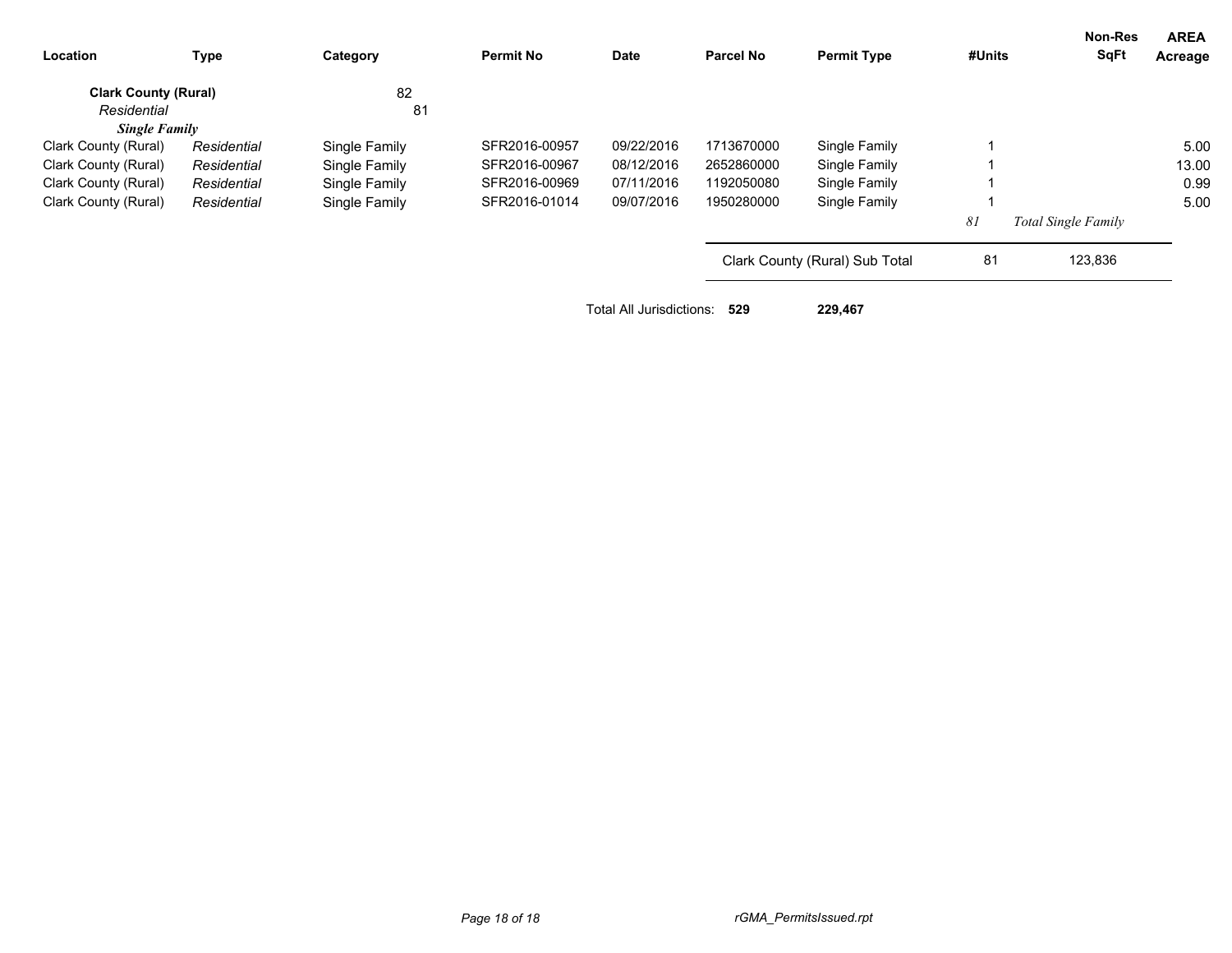| Location | Type | Category | Permit No | Date | Parcel No | Permit Type | #Units | Non-Res SqFt | AREA Acreage |
|---|---|---|---|---|---|---|---|---|---|
| **Clark County (Rural)** | | 82 | | | | | | | |
| *Residential* | | 81 | | | | | | | |
| ***Single Family*** | | | | | | | | | |
| Clark County (Rural) | *Residential* | Single Family | SFR2016-00957 | 09/22/2016 | 1713670000 | Single Family | 1 | | 5.00 |
| Clark County (Rural) | *Residential* | Single Family | SFR2016-00967 | 08/12/2016 | 2652860000 | Single Family | 1 | | 13.00 |
| Clark County (Rural) | *Residential* | Single Family | SFR2016-00969 | 07/11/2016 | 1192050080 | Single Family | 1 | | 0.99 |
| Clark County (Rural) | *Residential* | Single Family | SFR2016-01014 | 09/07/2016 | 1950280000 | Single Family | 1 | | 5.00 |
| | | | | | | | *81* | *Total Single Family* | |
| | | | | | Clark County (Rural) Sub Total | | 81 | 123,836 | |

Total All Jurisdictions: **529** **229,467**